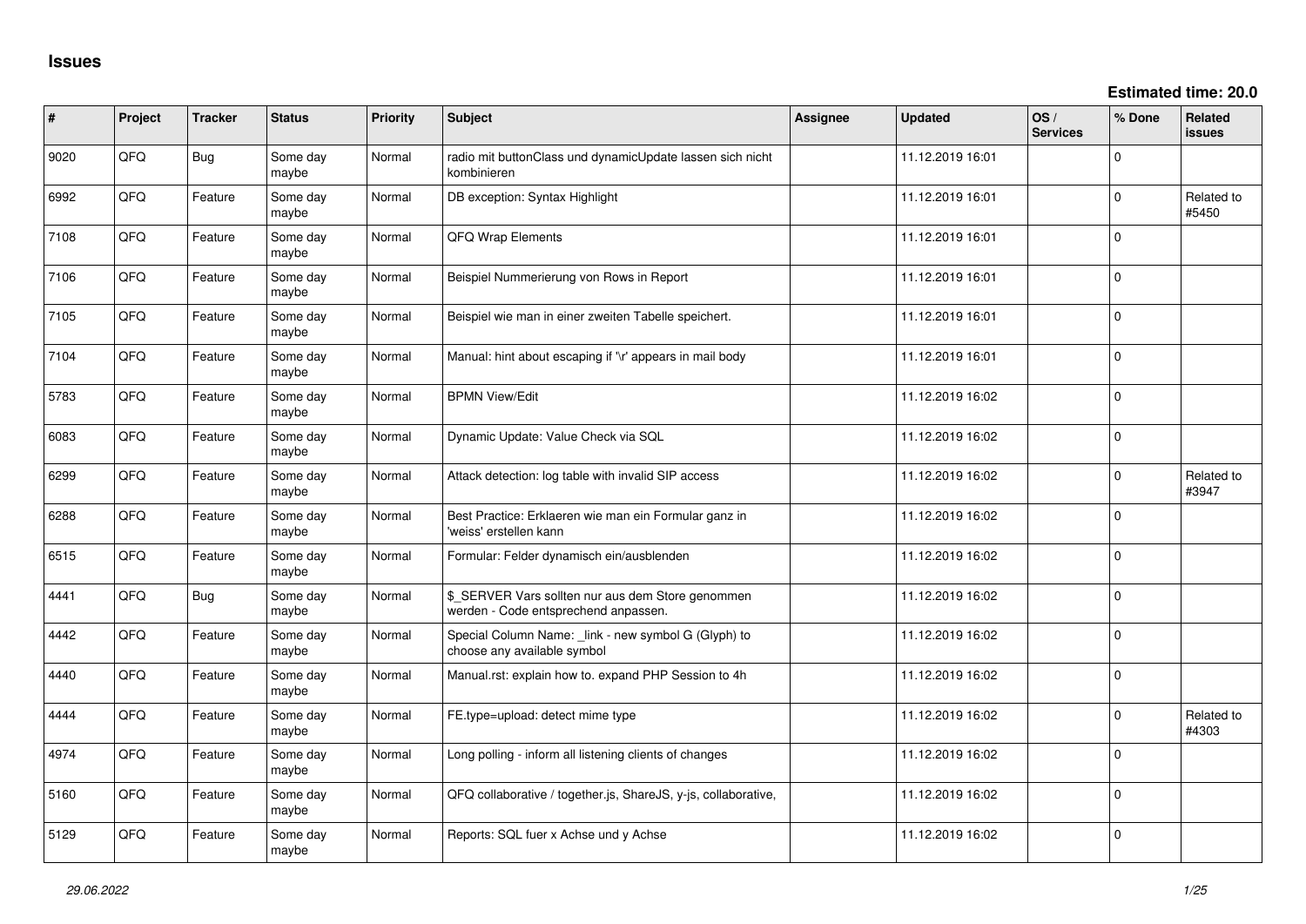# Issues

**Estimated time: 20.0**

| # | Project | Tracker | Status | Priority | Subject | Assignee | Updated | OS / Services | % Done | Related issues |
|---|---|---|---|---|---|---|---|---|---|---|
| 9020 | QFQ | Bug | Some day maybe | Normal | radio mit buttonClass und dynamicUpdate lassen sich nicht kombinieren | | 11.12.2019 16:01 | | 0 | |
| 6992 | QFQ | Feature | Some day maybe | Normal | DB exception: Syntax Highlight | | 11.12.2019 16:01 | | 0 | Related to #5450 |
| 7108 | QFQ | Feature | Some day maybe | Normal | QFQ Wrap Elements | | 11.12.2019 16:01 | | 0 | |
| 7106 | QFQ | Feature | Some day maybe | Normal | Beispiel Nummerierung von Rows in Report | | 11.12.2019 16:01 | | 0 | |
| 7105 | QFQ | Feature | Some day maybe | Normal | Beispiel wie man in einer zweiten Tabelle speichert. | | 11.12.2019 16:01 | | 0 | |
| 7104 | QFQ | Feature | Some day maybe | Normal | Manual: hint about escaping if '\r' appears in mail body | | 11.12.2019 16:01 | | 0 | |
| 5783 | QFQ | Feature | Some day maybe | Normal | BPMN View/Edit | | 11.12.2019 16:02 | | 0 | |
| 6083 | QFQ | Feature | Some day maybe | Normal | Dynamic Update: Value Check via SQL | | 11.12.2019 16:02 | | 0 | |
| 6299 | QFQ | Feature | Some day maybe | Normal | Attack detection: log table with invalid SIP access | | 11.12.2019 16:02 | | 0 | Related to #3947 |
| 6288 | QFQ | Feature | Some day maybe | Normal | Best Practice: Erklaeren wie man ein Formular ganz in 'weiss' erstellen kann | | 11.12.2019 16:02 | | 0 | |
| 6515 | QFQ | Feature | Some day maybe | Normal | Formular: Felder dynamisch ein/ausblenden | | 11.12.2019 16:02 | | 0 | |
| 4441 | QFQ | Bug | Some day maybe | Normal | $_SERVER Vars sollten nur aus dem Store genommen werden - Code entsprechend anpassen. | | 11.12.2019 16:02 | | 0 | |
| 4442 | QFQ | Feature | Some day maybe | Normal | Special Column Name: _link - new symbol G (Glyph) to choose any available symbol | | 11.12.2019 16:02 | | 0 | |
| 4440 | QFQ | Feature | Some day maybe | Normal | Manual.rst: explain how to. expand PHP Session to 4h | | 11.12.2019 16:02 | | 0 | |
| 4444 | QFQ | Feature | Some day maybe | Normal | FE.type=upload: detect mime type | | 11.12.2019 16:02 | | 0 | Related to #4303 |
| 4974 | QFQ | Feature | Some day maybe | Normal | Long polling - inform all listening clients of changes | | 11.12.2019 16:02 | | 0 | |
| 5160 | QFQ | Feature | Some day maybe | Normal | QFQ collaborative / together.js, ShareJS, y-js, collaborative, | | 11.12.2019 16:02 | | 0 | |
| 5129 | QFQ | Feature | Some day maybe | Normal | Reports: SQL fuer x Achse und y Achse | | 11.12.2019 16:02 | | 0 | |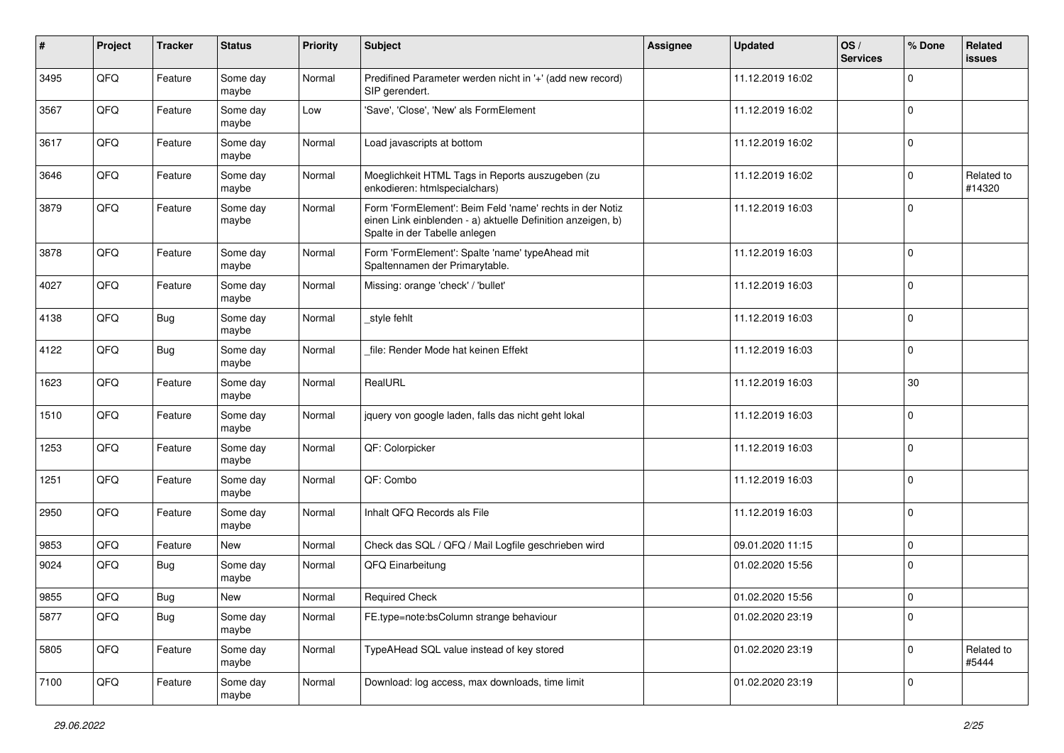| # | Project | Tracker | Status | Priority | Subject | Assignee | Updated | OS / Services | % Done | Related issues |
|---|---|---|---|---|---|---|---|---|---|---|
| 3495 | QFQ | Feature | Some day maybe | Normal | Predifined Parameter werden nicht in '+' (add new record) SIP gerendert. | | 11.12.2019 16:02 | | 0 | |
| 3567 | QFQ | Feature | Some day maybe | Low | 'Save', 'Close', 'New' als FormElement | | 11.12.2019 16:02 | | 0 | |
| 3617 | QFQ | Feature | Some day maybe | Normal | Load javascripts at bottom | | 11.12.2019 16:02 | | 0 | |
| 3646 | QFQ | Feature | Some day maybe | Normal | Moeglichkeit HTML Tags in Reports auszugeben (zu enkodieren: htmlspecialchars) | | 11.12.2019 16:02 | | 0 | Related to #14320 |
| 3879 | QFQ | Feature | Some day maybe | Normal | Form 'FormElement': Beim Feld 'name' rechts in der Notiz einen Link einblenden - a) aktuelle Definition anzeigen, b) Spalte in der Tabelle anlegen | | 11.12.2019 16:03 | | 0 | |
| 3878 | QFQ | Feature | Some day maybe | Normal | Form 'FormElement': Spalte 'name' typeAhead mit Spaltennamen der Primarytable. | | 11.12.2019 16:03 | | 0 | |
| 4027 | QFQ | Feature | Some day maybe | Normal | Missing: orange 'check' / 'bullet' | | 11.12.2019 16:03 | | 0 | |
| 4138 | QFQ | Bug | Some day maybe | Normal | _style fehlt | | 11.12.2019 16:03 | | 0 | |
| 4122 | QFQ | Bug | Some day maybe | Normal | _file: Render Mode hat keinen Effekt | | 11.12.2019 16:03 | | 0 | |
| 1623 | QFQ | Feature | Some day maybe | Normal | RealURL | | 11.12.2019 16:03 | | 30 | |
| 1510 | QFQ | Feature | Some day maybe | Normal | jquery von google laden, falls das nicht geht lokal | | 11.12.2019 16:03 | | 0 | |
| 1253 | QFQ | Feature | Some day maybe | Normal | QF: Colorpicker | | 11.12.2019 16:03 | | 0 | |
| 1251 | QFQ | Feature | Some day maybe | Normal | QF: Combo | | 11.12.2019 16:03 | | 0 | |
| 2950 | QFQ | Feature | Some day maybe | Normal | Inhalt QFQ Records als File | | 11.12.2019 16:03 | | 0 | |
| 9853 | QFQ | Feature | New | Normal | Check das SQL / QFQ / Mail Logfile geschrieben wird | | 09.01.2020 11:15 | | 0 | |
| 9024 | QFQ | Bug | Some day maybe | Normal | QFQ Einarbeitung | | 01.02.2020 15:56 | | 0 | |
| 9855 | QFQ | Bug | New | Normal | Required Check | | 01.02.2020 15:56 | | 0 | |
| 5877 | QFQ | Bug | Some day maybe | Normal | FE.type=note:bsColumn strange behaviour | | 01.02.2020 23:19 | | 0 | |
| 5805 | QFQ | Feature | Some day maybe | Normal | TypeAHead SQL value instead of key stored | | 01.02.2020 23:19 | | 0 | Related to #5444 |
| 7100 | QFQ | Feature | Some day maybe | Normal | Download: log access, max downloads, time limit | | 01.02.2020 23:19 | | 0 | |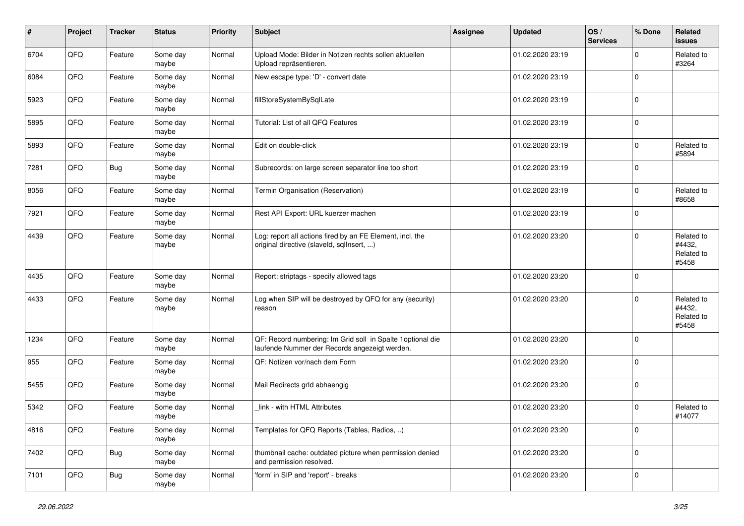| # | Project | Tracker | Status | Priority | Subject | Assignee | Updated | OS / Services | % Done | Related issues |
|---|---|---|---|---|---|---|---|---|---|---|
| 6704 | QFQ | Feature | Some day maybe | Normal | Upload Mode: Bilder in Notizen rechts sollen aktuellen Upload repräsentieren. | | 01.02.2020 23:19 | | 0 | Related to #3264 |
| 6084 | QFQ | Feature | Some day maybe | Normal | New escape type: 'D' - convert date | | 01.02.2020 23:19 | | 0 | |
| 5923 | QFQ | Feature | Some day maybe | Normal | fillStoreSystemBySqlLate | | 01.02.2020 23:19 | | 0 | |
| 5895 | QFQ | Feature | Some day maybe | Normal | Tutorial: List of all QFQ Features | | 01.02.2020 23:19 | | 0 | |
| 5893 | QFQ | Feature | Some day maybe | Normal | Edit on double-click | | 01.02.2020 23:19 | | 0 | Related to #5894 |
| 7281 | QFQ | Bug | Some day maybe | Normal | Subrecords: on large screen separator line too short | | 01.02.2020 23:19 | | 0 | |
| 8056 | QFQ | Feature | Some day maybe | Normal | Termin Organisation (Reservation) | | 01.02.2020 23:19 | | 0 | Related to #8658 |
| 7921 | QFQ | Feature | Some day maybe | Normal | Rest API Export: URL kuerzer machen | | 01.02.2020 23:19 | | 0 | |
| 4439 | QFQ | Feature | Some day maybe | Normal | Log: report all actions fired by an FE Element, incl. the original directive (slaveId, sqlInsert, ...) | | 01.02.2020 23:20 | | 0 | Related to #4432, Related to #5458 |
| 4435 | QFQ | Feature | Some day maybe | Normal | Report: striptags - specify allowed tags | | 01.02.2020 23:20 | | 0 | |
| 4433 | QFQ | Feature | Some day maybe | Normal | Log when SIP will be destroyed by QFQ for any (security) reason | | 01.02.2020 23:20 | | 0 | Related to #4432, Related to #5458 |
| 1234 | QFQ | Feature | Some day maybe | Normal | QF: Record numbering: Im Grid soll in Spalte 1optional die laufende Nummer der Records angezeigt werden. | | 01.02.2020 23:20 | | 0 | |
| 955 | QFQ | Feature | Some day maybe | Normal | QF: Notizen vor/nach dem Form | | 01.02.2020 23:20 | | 0 | |
| 5455 | QFQ | Feature | Some day maybe | Normal | Mail Redirects grId abhaengig | | 01.02.2020 23:20 | | 0 | |
| 5342 | QFQ | Feature | Some day maybe | Normal | _link - with HTML Attributes | | 01.02.2020 23:20 | | 0 | Related to #14077 |
| 4816 | QFQ | Feature | Some day maybe | Normal | Templates for QFQ Reports (Tables, Radios, ..) | | 01.02.2020 23:20 | | 0 | |
| 7402 | QFQ | Bug | Some day maybe | Normal | thumbnail cache: outdated picture when permission denied and permission resolved. | | 01.02.2020 23:20 | | 0 | |
| 7101 | QFQ | Bug | Some day maybe | Normal | 'form' in SIP and 'report' - breaks | | 01.02.2020 23:20 | | 0 | |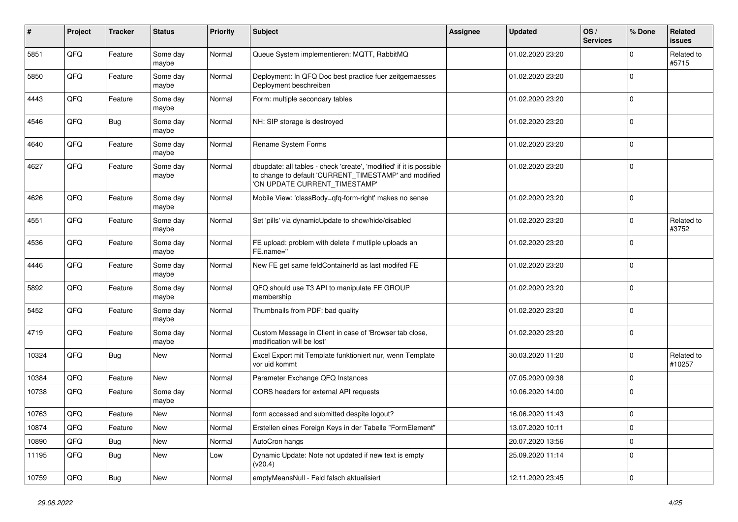| # | Project | Tracker | Status | Priority | Subject | Assignee | Updated | OS / Services | % Done | Related issues |
|---|---|---|---|---|---|---|---|---|---|---|
| 5851 | QFQ | Feature | Some day maybe | Normal | Queue System implementieren: MQTT, RabbitMQ | | 01.02.2020 23:20 | | 0 | Related to #5715 |
| 5850 | QFQ | Feature | Some day maybe | Normal | Deployment: In QFQ Doc best practice fuer zeitgemaesses Deployment beschreiben | | 01.02.2020 23:20 | | 0 | |
| 4443 | QFQ | Feature | Some day maybe | Normal | Form: multiple secondary tables | | 01.02.2020 23:20 | | 0 | |
| 4546 | QFQ | Bug | Some day maybe | Normal | NH: SIP storage is destroyed | | 01.02.2020 23:20 | | 0 | |
| 4640 | QFQ | Feature | Some day maybe | Normal | Rename System Forms | | 01.02.2020 23:20 | | 0 | |
| 4627 | QFQ | Feature | Some day maybe | Normal | dbupdate: all tables - check 'create', 'modified' if it is possible to change to default 'CURRENT_TIMESTAMP' and modified 'ON UPDATE CURRENT_TIMESTAMP' | | 01.02.2020 23:20 | | 0 | |
| 4626 | QFQ | Feature | Some day maybe | Normal | Mobile View: 'classBody=qfq-form-right' makes no sense | | 01.02.2020 23:20 | | 0 | |
| 4551 | QFQ | Feature | Some day maybe | Normal | Set 'pills' via dynamicUpdate to show/hide/disabled | | 01.02.2020 23:20 | | 0 | Related to #3752 |
| 4536 | QFQ | Feature | Some day maybe | Normal | FE upload: problem with delete if mutliple uploads an FE.name='' | | 01.02.2020 23:20 | | 0 | |
| 4446 | QFQ | Feature | Some day maybe | Normal | New FE get same feldContainerId as last modifed FE | | 01.02.2020 23:20 | | 0 | |
| 5892 | QFQ | Feature | Some day maybe | Normal | QFQ should use T3 API to manipulate FE GROUP membership | | 01.02.2020 23:20 | | 0 | |
| 5452 | QFQ | Feature | Some day maybe | Normal | Thumbnails from PDF: bad quality | | 01.02.2020 23:20 | | 0 | |
| 4719 | QFQ | Feature | Some day maybe | Normal | Custom Message in Client in case of 'Browser tab close, modification will be lost' | | 01.02.2020 23:20 | | 0 | |
| 10324 | QFQ | Bug | New | Normal | Excel Export mit Template funktioniert nur, wenn Template vor uid kommt | | 30.03.2020 11:20 | | 0 | Related to #10257 |
| 10384 | QFQ | Feature | New | Normal | Parameter Exchange QFQ Instances | | 07.05.2020 09:38 | | 0 | |
| 10738 | QFQ | Feature | Some day maybe | Normal | CORS headers for external API requests | | 10.06.2020 14:00 | | 0 | |
| 10763 | QFQ | Feature | New | Normal | form accessed and submitted despite logout? | | 16.06.2020 11:43 | | 0 | |
| 10874 | QFQ | Feature | New | Normal | Erstellen eines Foreign Keys in der Tabelle "FormElement" | | 13.07.2020 10:11 | | 0 | |
| 10890 | QFQ | Bug | New | Normal | AutoCron hangs | | 20.07.2020 13:56 | | 0 | |
| 11195 | QFQ | Bug | New | Low | Dynamic Update: Note not updated if new text is empty (v20.4) | | 25.09.2020 11:14 | | 0 | |
| 10759 | QFQ | Bug | New | Normal | emptyMeansNull - Feld falsch aktualisiert | | 12.11.2020 23:45 | | 0 | |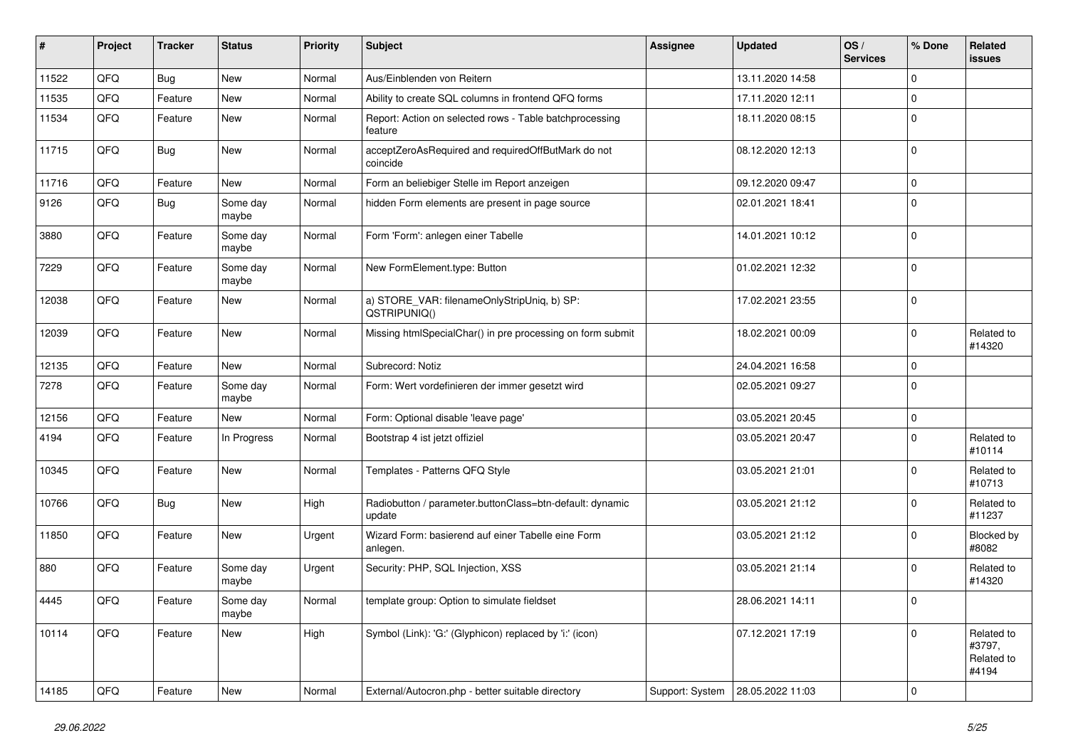| # | Project | Tracker | Status | Priority | Subject | Assignee | Updated | OS / Services | % Done | Related issues |
|---|---|---|---|---|---|---|---|---|---|---|
| 11522 | QFQ | Bug | New | Normal | Aus/Einblenden von Reitern | | 13.11.2020 14:58 | | 0 | |
| 11535 | QFQ | Feature | New | Normal | Ability to create SQL columns in frontend QFQ forms | | 17.11.2020 12:11 | | 0 | |
| 11534 | QFQ | Feature | New | Normal | Report: Action on selected rows - Table batchprocessing feature | | 18.11.2020 08:15 | | 0 | |
| 11715 | QFQ | Bug | New | Normal | acceptZeroAsRequired and requiredOffButMark do not coincide | | 08.12.2020 12:13 | | 0 | |
| 11716 | QFQ | Feature | New | Normal | Form an beliebiger Stelle im Report anzeigen | | 09.12.2020 09:47 | | 0 | |
| 9126 | QFQ | Bug | Some day maybe | Normal | hidden Form elements are present in page source | | 02.01.2021 18:41 | | 0 | |
| 3880 | QFQ | Feature | Some day maybe | Normal | Form 'Form': anlegen einer Tabelle | | 14.01.2021 10:12 | | 0 | |
| 7229 | QFQ | Feature | Some day maybe | Normal | New FormElement.type: Button | | 01.02.2021 12:32 | | 0 | |
| 12038 | QFQ | Feature | New | Normal | a) STORE_VAR: filenameOnlyStripUniq, b) SP: QSTRIPUNIQ() | | 17.02.2021 23:55 | | 0 | |
| 12039 | QFQ | Feature | New | Normal | Missing htmlSpecialChar() in pre processing on form submit | | 18.02.2021 00:09 | | 0 | Related to #14320 |
| 12135 | QFQ | Feature | New | Normal | Subrecord: Notiz | | 24.04.2021 16:58 | | 0 | |
| 7278 | QFQ | Feature | Some day maybe | Normal | Form: Wert vordefinieren der immer gesetzt wird | | 02.05.2021 09:27 | | 0 | |
| 12156 | QFQ | Feature | New | Normal | Form: Optional disable 'leave page' | | 03.05.2021 20:45 | | 0 | |
| 4194 | QFQ | Feature | In Progress | Normal | Bootstrap 4 ist jetzt offiziel | | 03.05.2021 20:47 | | 0 | Related to #10114 |
| 10345 | QFQ | Feature | New | Normal | Templates - Patterns QFQ Style | | 03.05.2021 21:01 | | 0 | Related to #10713 |
| 10766 | QFQ | Bug | New | High | Radiobutton / parameter.buttonClass=btn-default: dynamic update | | 03.05.2021 21:12 | | 0 | Related to #11237 |
| 11850 | QFQ | Feature | New | Urgent | Wizard Form: basierend auf einer Tabelle eine Form anlegen. | | 03.05.2021 21:12 | | 0 | Blocked by #8082 |
| 880 | QFQ | Feature | Some day maybe | Urgent | Security: PHP, SQL Injection, XSS | | 03.05.2021 21:14 | | 0 | Related to #14320 |
| 4445 | QFQ | Feature | Some day maybe | Normal | template group: Option to simulate fieldset | | 28.06.2021 14:11 | | 0 | |
| 10114 | QFQ | Feature | New | High | Symbol (Link): 'G:' (Glyphicon) replaced by 'i:' (icon) | | 07.12.2021 17:19 | | 0 | Related to #3797, Related to #4194 |
| 14185 | QFQ | Feature | New | Normal | External/Autocron.php - better suitable directory | Support: System | 28.05.2022 11:03 | | 0 | |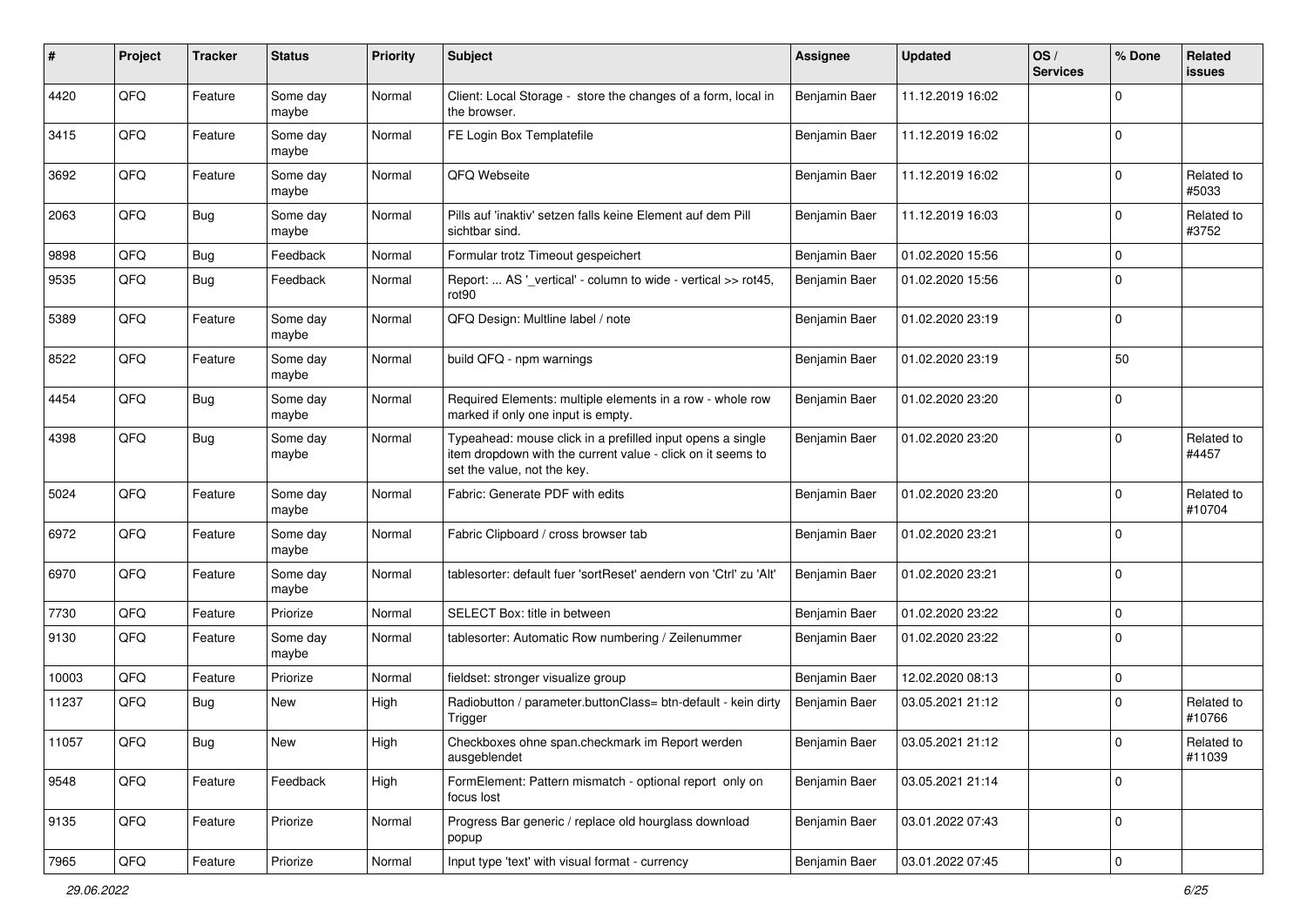| # | Project | Tracker | Status | Priority | Subject | Assignee | Updated | OS / Services | % Done | Related issues |
|---|---|---|---|---|---|---|---|---|---|---|
| 4420 | QFQ | Feature | Some day maybe | Normal | Client: Local Storage - store the changes of a form, local in the browser. | Benjamin Baer | 11.12.2019 16:02 | | 0 | |
| 3415 | QFQ | Feature | Some day maybe | Normal | FE Login Box Templatefile | Benjamin Baer | 11.12.2019 16:02 | | 0 | |
| 3692 | QFQ | Feature | Some day maybe | Normal | QFQ Webseite | Benjamin Baer | 11.12.2019 16:02 | | 0 | Related to #5033 |
| 2063 | QFQ | Bug | Some day maybe | Normal | Pills auf 'inaktiv' setzen falls keine Element auf dem Pill sichtbar sind. | Benjamin Baer | 11.12.2019 16:03 | | 0 | Related to #3752 |
| 9898 | QFQ | Bug | Feedback | Normal | Formular trotz Timeout gespeichert | Benjamin Baer | 01.02.2020 15:56 | | 0 | |
| 9535 | QFQ | Bug | Feedback | Normal | Report: ... AS '_vertical' - column to wide - vertical >> rot45, rot90 | Benjamin Baer | 01.02.2020 15:56 | | 0 | |
| 5389 | QFQ | Feature | Some day maybe | Normal | QFQ Design: Multline label / note | Benjamin Baer | 01.02.2020 23:19 | | 0 | |
| 8522 | QFQ | Feature | Some day maybe | Normal | build QFQ - npm warnings | Benjamin Baer | 01.02.2020 23:19 | | 50 | |
| 4454 | QFQ | Bug | Some day maybe | Normal | Required Elements: multiple elements in a row - whole row marked if only one input is empty. | Benjamin Baer | 01.02.2020 23:20 | | 0 | |
| 4398 | QFQ | Bug | Some day maybe | Normal | Typeahead: mouse click in a prefilled input opens a single item dropdown with the current value - click on it seems to set the value, not the key. | Benjamin Baer | 01.02.2020 23:20 | | 0 | Related to #4457 |
| 5024 | QFQ | Feature | Some day maybe | Normal | Fabric: Generate PDF with edits | Benjamin Baer | 01.02.2020 23:20 | | 0 | Related to #10704 |
| 6972 | QFQ | Feature | Some day maybe | Normal | Fabric Clipboard / cross browser tab | Benjamin Baer | 01.02.2020 23:21 | | 0 | |
| 6970 | QFQ | Feature | Some day maybe | Normal | tablesorter: default fuer 'sortReset' aendern von 'Ctrl' zu 'Alt' | Benjamin Baer | 01.02.2020 23:21 | | 0 | |
| 7730 | QFQ | Feature | Priorize | Normal | SELECT Box: title in between | Benjamin Baer | 01.02.2020 23:22 | | 0 | |
| 9130 | QFQ | Feature | Some day maybe | Normal | tablesorter: Automatic Row numbering / Zeilenummer | Benjamin Baer | 01.02.2020 23:22 | | 0 | |
| 10003 | QFQ | Feature | Priorize | Normal | fieldset: stronger visualize group | Benjamin Baer | 12.02.2020 08:13 | | 0 | |
| 11237 | QFQ | Bug | New | High | Radiobutton / parameter.buttonClass= btn-default - kein dirty Trigger | Benjamin Baer | 03.05.2021 21:12 | | 0 | Related to #10766 |
| 11057 | QFQ | Bug | New | High | Checkboxes ohne span.checkmark im Report werden ausgeblendet | Benjamin Baer | 03.05.2021 21:12 | | 0 | Related to #11039 |
| 9548 | QFQ | Feature | Feedback | High | FormElement: Pattern mismatch - optional report only on focus lost | Benjamin Baer | 03.05.2021 21:14 | | 0 | |
| 9135 | QFQ | Feature | Priorize | Normal | Progress Bar generic / replace old hourglass download popup | Benjamin Baer | 03.01.2022 07:43 | | 0 | |
| 7965 | QFQ | Feature | Priorize | Normal | Input type 'text' with visual format - currency | Benjamin Baer | 03.01.2022 07:45 | | 0 | |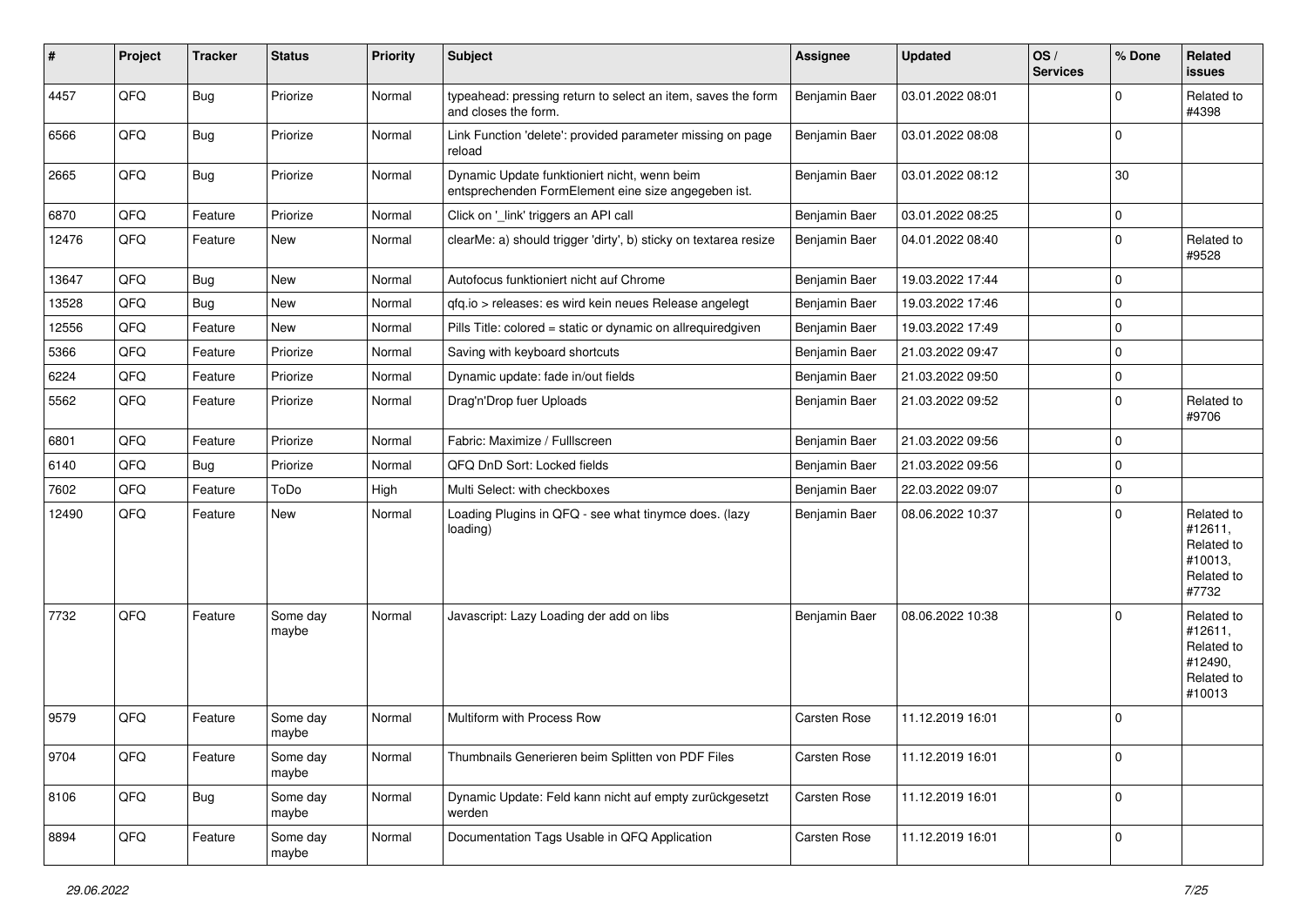| # | Project | Tracker | Status | Priority | Subject | Assignee | Updated | OS / Services | % Done | Related issues |
|---|---|---|---|---|---|---|---|---|---|---|
| 4457 | QFQ | Bug | Priorize | Normal | typeahead: pressing return to select an item, saves the form and closes the form. | Benjamin Baer | 03.01.2022 08:01 | | 0 | Related to #4398 |
| 6566 | QFQ | Bug | Priorize | Normal | Link Function 'delete': provided parameter missing on page reload | Benjamin Baer | 03.01.2022 08:08 | | 0 | |
| 2665 | QFQ | Bug | Priorize | Normal | Dynamic Update funktioniert nicht, wenn beim entsprechenden FormElement eine size angegeben ist. | Benjamin Baer | 03.01.2022 08:12 | | 30 | |
| 6870 | QFQ | Feature | Priorize | Normal | Click on '_link' triggers an API call | Benjamin Baer | 03.01.2022 08:25 | | 0 | |
| 12476 | QFQ | Feature | New | Normal | clearMe: a) should trigger 'dirty', b) sticky on textarea resize | Benjamin Baer | 04.01.2022 08:40 | | 0 | Related to #9528 |
| 13647 | QFQ | Bug | New | Normal | Autofocus funktioniert nicht auf Chrome | Benjamin Baer | 19.03.2022 17:44 | | 0 | |
| 13528 | QFQ | Bug | New | Normal | qfq.io > releases: es wird kein neues Release angelegt | Benjamin Baer | 19.03.2022 17:46 | | 0 | |
| 12556 | QFQ | Feature | New | Normal | Pills Title: colored = static or dynamic on allrequiredgiven | Benjamin Baer | 19.03.2022 17:49 | | 0 | |
| 5366 | QFQ | Feature | Priorize | Normal | Saving with keyboard shortcuts | Benjamin Baer | 21.03.2022 09:47 | | 0 | |
| 6224 | QFQ | Feature | Priorize | Normal | Dynamic update: fade in/out fields | Benjamin Baer | 21.03.2022 09:50 | | 0 | |
| 5562 | QFQ | Feature | Priorize | Normal | Drag'n'Drop fuer Uploads | Benjamin Baer | 21.03.2022 09:52 | | 0 | Related to #9706 |
| 6801 | QFQ | Feature | Priorize | Normal | Fabric: Maximize / Fulllscreen | Benjamin Baer | 21.03.2022 09:56 | | 0 | |
| 6140 | QFQ | Bug | Priorize | Normal | QFQ DnD Sort: Locked fields | Benjamin Baer | 21.03.2022 09:56 | | 0 | |
| 7602 | QFQ | Feature | ToDo | High | Multi Select: with checkboxes | Benjamin Baer | 22.03.2022 09:07 | | 0 | |
| 12490 | QFQ | Feature | New | Normal | Loading Plugins in QFQ - see what tinymce does. (lazy loading) | Benjamin Baer | 08.06.2022 10:37 | | 0 | Related to #12611, Related to #10013, Related to #7732 |
| 7732 | QFQ | Feature | Some day maybe | Normal | Javascript: Lazy Loading der add on libs | Benjamin Baer | 08.06.2022 10:38 | | 0 | Related to #12611, Related to #12490, Related to #10013 |
| 9579 | QFQ | Feature | Some day maybe | Normal | Multiform with Process Row | Carsten Rose | 11.12.2019 16:01 | | 0 | |
| 9704 | QFQ | Feature | Some day maybe | Normal | Thumbnails Generieren beim Splitten von PDF Files | Carsten Rose | 11.12.2019 16:01 | | 0 | |
| 8106 | QFQ | Bug | Some day maybe | Normal | Dynamic Update: Feld kann nicht auf empty zurückgesetzt werden | Carsten Rose | 11.12.2019 16:01 | | 0 | |
| 8894 | QFQ | Feature | Some day maybe | Normal | Documentation Tags Usable in QFQ Application | Carsten Rose | 11.12.2019 16:01 | | 0 | |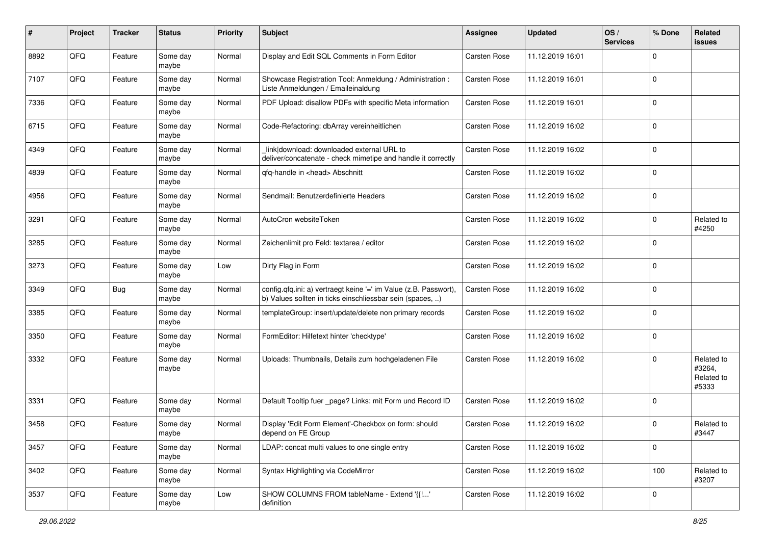| # | Project | Tracker | Status | Priority | Subject | Assignee | Updated | OS / Services | % Done | Related issues |
|---|---|---|---|---|---|---|---|---|---|---|
| 8892 | QFQ | Feature | Some day maybe | Normal | Display and Edit SQL Comments in Form Editor | Carsten Rose | 11.12.2019 16:01 | | 0 | |
| 7107 | QFQ | Feature | Some day maybe | Normal | Showcase Registration Tool: Anmeldung / Administration : Liste Anmeldungen / Emaileinaldung | Carsten Rose | 11.12.2019 16:01 | | 0 | |
| 7336 | QFQ | Feature | Some day maybe | Normal | PDF Upload: disallow PDFs with specific Meta information | Carsten Rose | 11.12.2019 16:01 | | 0 | |
| 6715 | QFQ | Feature | Some day maybe | Normal | Code-Refactoring: dbArray vereinheitlichen | Carsten Rose | 11.12.2019 16:02 | | 0 | |
| 4349 | QFQ | Feature | Some day maybe | Normal | _link\|download: downloaded external URL to deliver/concatenate - check mimetipe and handle it correctly | Carsten Rose | 11.12.2019 16:02 | | 0 | |
| 4839 | QFQ | Feature | Some day maybe | Normal | qfq-handle in <head> Abschnitt | Carsten Rose | 11.12.2019 16:02 | | 0 | |
| 4956 | QFQ | Feature | Some day maybe | Normal | Sendmail: Benutzerdefinierte Headers | Carsten Rose | 11.12.2019 16:02 | | 0 | |
| 3291 | QFQ | Feature | Some day maybe | Normal | AutoCron websiteToken | Carsten Rose | 11.12.2019 16:02 | | 0 | Related to #4250 |
| 3285 | QFQ | Feature | Some day maybe | Normal | Zeichenlimit pro Feld: textarea / editor | Carsten Rose | 11.12.2019 16:02 | | 0 | |
| 3273 | QFQ | Feature | Some day maybe | Low | Dirty Flag in Form | Carsten Rose | 11.12.2019 16:02 | | 0 | |
| 3349 | QFQ | Bug | Some day maybe | Normal | config.qfq.ini: a) vertraegt keine '=' im Value (z.B. Passwort), b) Values sollten in ticks einschliessbar sein (spaces, ..) | Carsten Rose | 11.12.2019 16:02 | | 0 | |
| 3385 | QFQ | Feature | Some day maybe | Normal | templateGroup: insert/update/delete non primary records | Carsten Rose | 11.12.2019 16:02 | | 0 | |
| 3350 | QFQ | Feature | Some day maybe | Normal | FormEditor: Hilfetext hinter 'checktype' | Carsten Rose | 11.12.2019 16:02 | | 0 | |
| 3332 | QFQ | Feature | Some day maybe | Normal | Uploads: Thumbnails, Details zum hochgeladenen File | Carsten Rose | 11.12.2019 16:02 | | 0 | Related to #3264, Related to #5333 |
| 3331 | QFQ | Feature | Some day maybe | Normal | Default Tooltip fuer _page? Links: mit Form und Record ID | Carsten Rose | 11.12.2019 16:02 | | 0 | |
| 3458 | QFQ | Feature | Some day maybe | Normal | Display 'Edit Form Element'-Checkbox on form: should depend on FE Group | Carsten Rose | 11.12.2019 16:02 | | 0 | Related to #3447 |
| 3457 | QFQ | Feature | Some day maybe | Normal | LDAP: concat multi values to one single entry | Carsten Rose | 11.12.2019 16:02 | | 0 | |
| 3402 | QFQ | Feature | Some day maybe | Normal | Syntax Highlighting via CodeMirror | Carsten Rose | 11.12.2019 16:02 | | 100 | Related to #3207 |
| 3537 | QFQ | Feature | Some day maybe | Low | SHOW COLUMNS FROM tableName - Extend '{{!...' definition | Carsten Rose | 11.12.2019 16:02 | | 0 | |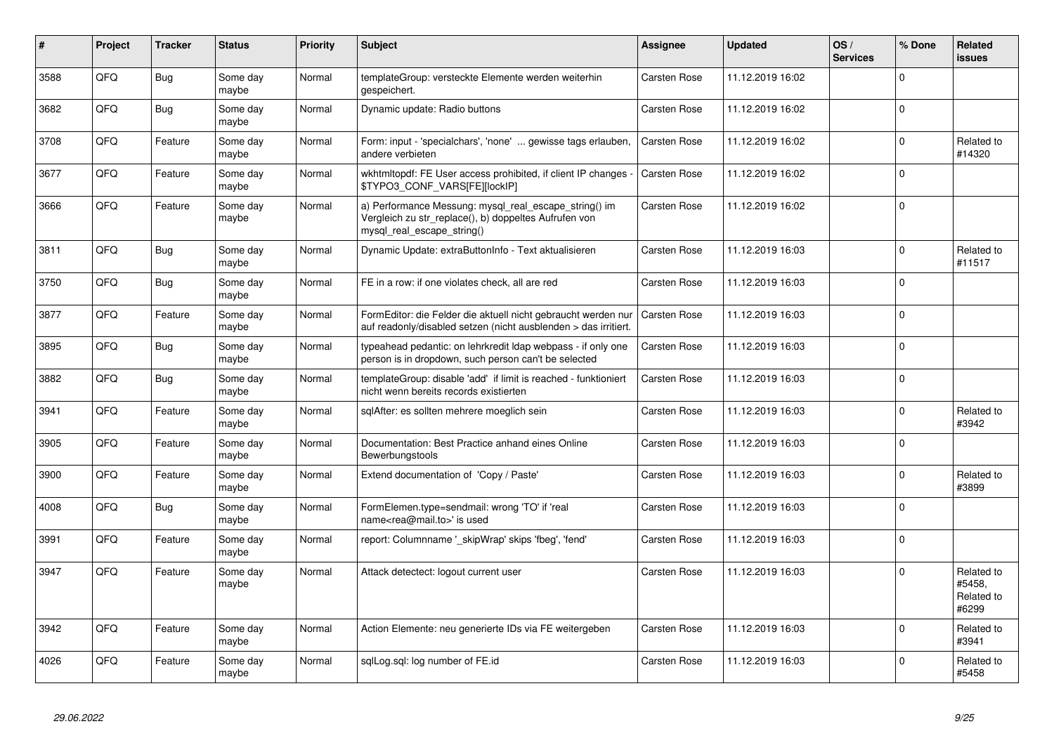| # | Project | Tracker | Status | Priority | Subject | Assignee | Updated | OS / Services | % Done | Related issues |
|---|---|---|---|---|---|---|---|---|---|---|
| 3588 | QFQ | Bug | Some day maybe | Normal | templateGroup: versteckte Elemente werden weiterhin gespeichert. | Carsten Rose | 11.12.2019 16:02 | | 0 | |
| 3682 | QFQ | Bug | Some day maybe | Normal | Dynamic update: Radio buttons | Carsten Rose | 11.12.2019 16:02 | | 0 | |
| 3708 | QFQ | Feature | Some day maybe | Normal | Form: input - 'specialchars', 'none' ... gewisse tags erlauben, andere verbieten | Carsten Rose | 11.12.2019 16:02 | | 0 | Related to #14320 |
| 3677 | QFQ | Feature | Some day maybe | Normal | wkhtmltopdf: FE User access prohibited, if client IP changes - $TYPO3_CONF_VARS[FE][lockIP] | Carsten Rose | 11.12.2019 16:02 | | 0 | |
| 3666 | QFQ | Feature | Some day maybe | Normal | a) Performance Messung: mysql_real_escape_string() im Vergleich zu str_replace(), b) doppeltes Aufrufen von mysql_real_escape_string() | Carsten Rose | 11.12.2019 16:02 | | 0 | |
| 3811 | QFQ | Bug | Some day maybe | Normal | Dynamic Update: extraButtonInfo - Text aktualisieren | Carsten Rose | 11.12.2019 16:03 | | 0 | Related to #11517 |
| 3750 | QFQ | Bug | Some day maybe | Normal | FE in a row: if one violates check, all are red | Carsten Rose | 11.12.2019 16:03 | | 0 | |
| 3877 | QFQ | Feature | Some day maybe | Normal | FormEditor: die Felder die aktuell nicht gebraucht werden nur auf readonly/disabled setzen (nicht ausblenden > das irritiert. | Carsten Rose | 11.12.2019 16:03 | | 0 | |
| 3895 | QFQ | Bug | Some day maybe | Normal | typeahead pedantic: on lehrkredit ldap webpass - if only one person is in dropdown, such person can't be selected | Carsten Rose | 11.12.2019 16:03 | | 0 | |
| 3882 | QFQ | Bug | Some day maybe | Normal | templateGroup: disable 'add' if limit is reached - funktioniert nicht wenn bereits records existierten | Carsten Rose | 11.12.2019 16:03 | | 0 | |
| 3941 | QFQ | Feature | Some day maybe | Normal | sqlAfter: es sollten mehrere moeglich sein | Carsten Rose | 11.12.2019 16:03 | | 0 | Related to #3942 |
| 3905 | QFQ | Feature | Some day maybe | Normal | Documentation: Best Practice anhand eines Online Bewerbungstools | Carsten Rose | 11.12.2019 16:03 | | 0 | |
| 3900 | QFQ | Feature | Some day maybe | Normal | Extend documentation of 'Copy / Paste' | Carsten Rose | 11.12.2019 16:03 | | 0 | Related to #3899 |
| 4008 | QFQ | Bug | Some day maybe | Normal | FormElemen.type=sendmail: wrong 'TO' if 'real name<rea@mail.to>' is used | Carsten Rose | 11.12.2019 16:03 | | 0 | |
| 3991 | QFQ | Feature | Some day maybe | Normal | report: Columnname '_skipWrap' skips 'fbeg', 'fend' | Carsten Rose | 11.12.2019 16:03 | | 0 | |
| 3947 | QFQ | Feature | Some day maybe | Normal | Attack detectect: logout current user | Carsten Rose | 11.12.2019 16:03 | | 0 | Related to #5458, Related to #6299 |
| 3942 | QFQ | Feature | Some day maybe | Normal | Action Elemente: neu generierte IDs via FE weitergeben | Carsten Rose | 11.12.2019 16:03 | | 0 | Related to #3941 |
| 4026 | QFQ | Feature | Some day maybe | Normal | sqlLog.sql: log number of FE.id | Carsten Rose | 11.12.2019 16:03 | | 0 | Related to #5458 |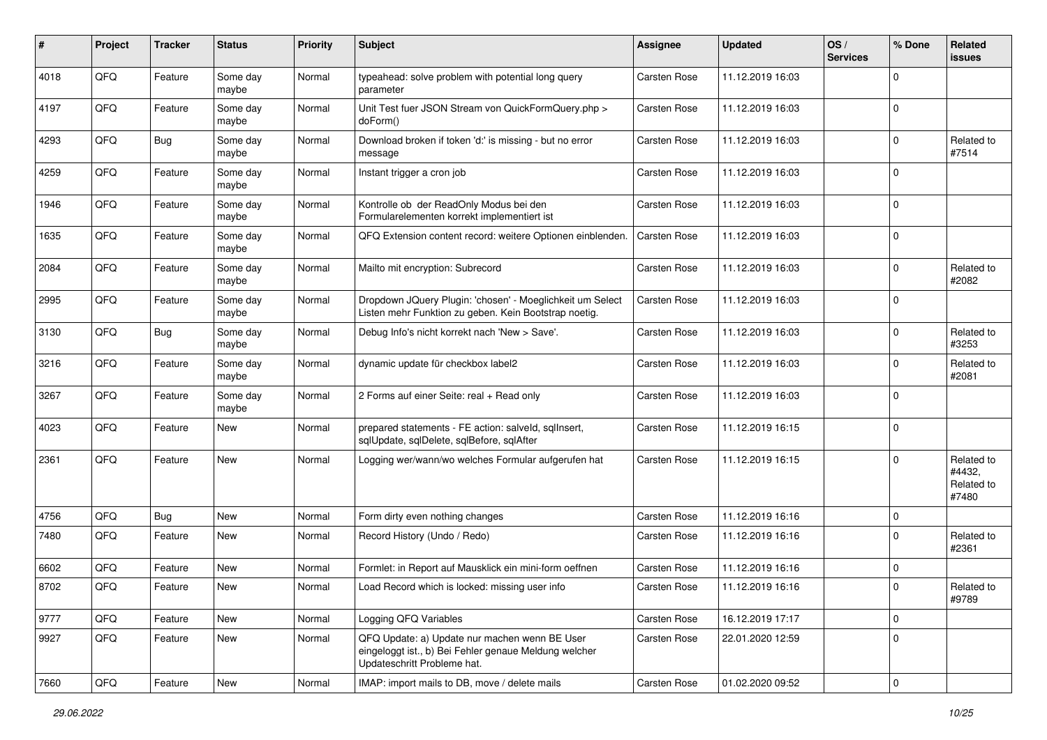| # | Project | Tracker | Status | Priority | Subject | Assignee | Updated | OS / Services | % Done | Related issues |
|---|---|---|---|---|---|---|---|---|---|---|
| 4018 | QFQ | Feature | Some day maybe | Normal | typeahead: solve problem with potential long query parameter | Carsten Rose | 11.12.2019 16:03 | | 0 | |
| 4197 | QFQ | Feature | Some day maybe | Normal | Unit Test fuer JSON Stream von QuickFormQuery.php > doForm() | Carsten Rose | 11.12.2019 16:03 | | 0 | |
| 4293 | QFQ | Bug | Some day maybe | Normal | Download broken if token 'd:' is missing - but no error message | Carsten Rose | 11.12.2019 16:03 | | 0 | Related to #7514 |
| 4259 | QFQ | Feature | Some day maybe | Normal | Instant trigger a cron job | Carsten Rose | 11.12.2019 16:03 | | 0 | |
| 1946 | QFQ | Feature | Some day maybe | Normal | Kontrolle ob der ReadOnly Modus bei den Formularelementen korrekt implementiert ist | Carsten Rose | 11.12.2019 16:03 | | 0 | |
| 1635 | QFQ | Feature | Some day maybe | Normal | QFQ Extension content record: weitere Optionen einblenden. | Carsten Rose | 11.12.2019 16:03 | | 0 | |
| 2084 | QFQ | Feature | Some day maybe | Normal | Mailto mit encryption: Subrecord | Carsten Rose | 11.12.2019 16:03 | | 0 | Related to #2082 |
| 2995 | QFQ | Feature | Some day maybe | Normal | Dropdown JQuery Plugin: 'chosen' - Moeglichkeit um Select Listen mehr Funktion zu geben. Kein Bootstrap noetig. | Carsten Rose | 11.12.2019 16:03 | | 0 | |
| 3130 | QFQ | Bug | Some day maybe | Normal | Debug Info's nicht korrekt nach 'New > Save'. | Carsten Rose | 11.12.2019 16:03 | | 0 | Related to #3253 |
| 3216 | QFQ | Feature | Some day maybe | Normal | dynamic update für checkbox label2 | Carsten Rose | 11.12.2019 16:03 | | 0 | Related to #2081 |
| 3267 | QFQ | Feature | Some day maybe | Normal | 2 Forms auf einer Seite: real + Read only | Carsten Rose | 11.12.2019 16:03 | | 0 | |
| 4023 | QFQ | Feature | New | Normal | prepared statements - FE action: salveld, sqlInsert, sqlUpdate, sqlDelete, sqlBefore, sqlAfter | Carsten Rose | 11.12.2019 16:15 | | 0 | |
| 2361 | QFQ | Feature | New | Normal | Logging wer/wann/wo welches Formular aufgerufen hat | Carsten Rose | 11.12.2019 16:15 | | 0 | Related to #4432, Related to #7480 |
| 4756 | QFQ | Bug | New | Normal | Form dirty even nothing changes | Carsten Rose | 11.12.2019 16:16 | | 0 | |
| 7480 | QFQ | Feature | New | Normal | Record History (Undo / Redo) | Carsten Rose | 11.12.2019 16:16 | | 0 | Related to #2361 |
| 6602 | QFQ | Feature | New | Normal | Formlet: in Report auf Mausklick ein mini-form oeffnen | Carsten Rose | 11.12.2019 16:16 | | 0 | |
| 8702 | QFQ | Feature | New | Normal | Load Record which is locked: missing user info | Carsten Rose | 11.12.2019 16:16 | | 0 | Related to #9789 |
| 9777 | QFQ | Feature | New | Normal | Logging QFQ Variables | Carsten Rose | 16.12.2019 17:17 | | 0 | |
| 9927 | QFQ | Feature | New | Normal | QFQ Update: a) Update nur machen wenn BE User eingeloggt ist., b) Bei Fehler genaue Meldung welcher Updateschritt Probleme hat. | Carsten Rose | 22.01.2020 12:59 | | 0 | |
| 7660 | QFQ | Feature | New | Normal | IMAP: import mails to DB, move / delete mails | Carsten Rose | 01.02.2020 09:52 | | 0 | |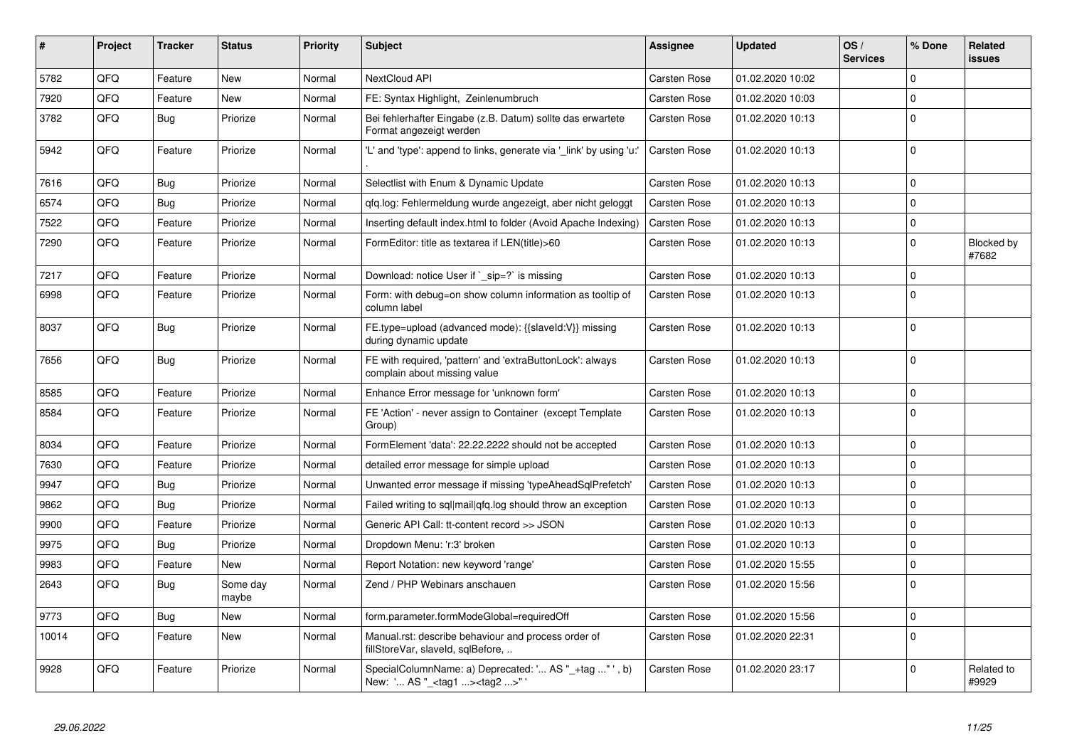| # | Project | Tracker | Status | Priority | Subject | Assignee | Updated | OS / Services | % Done | Related issues |
|---|---|---|---|---|---|---|---|---|---|---|
| 5782 | QFQ | Feature | New | Normal | NextCloud API | Carsten Rose | 01.02.2020 10:02 | | 0 | |
| 7920 | QFQ | Feature | New | Normal | FE: Syntax Highlight, Zeinlenumbruch | Carsten Rose | 01.02.2020 10:03 | | 0 | |
| 3782 | QFQ | Bug | Priorize | Normal | Bei fehlerhafter Eingabe (z.B. Datum) sollte das erwartete Format angezeigt werden | Carsten Rose | 01.02.2020 10:13 | | 0 | |
| 5942 | QFQ | Feature | Priorize | Normal | 'L' and 'type': append to links, generate via '_link' by using 'u:' . | Carsten Rose | 01.02.2020 10:13 | | 0 | |
| 7616 | QFQ | Bug | Priorize | Normal | Selectlist with Enum & Dynamic Update | Carsten Rose | 01.02.2020 10:13 | | 0 | |
| 6574 | QFQ | Bug | Priorize | Normal | qfq.log: Fehlermeldung wurde angezeigt, aber nicht geloggt | Carsten Rose | 01.02.2020 10:13 | | 0 | |
| 7522 | QFQ | Feature | Priorize | Normal | Inserting default index.html to folder (Avoid Apache Indexing) | Carsten Rose | 01.02.2020 10:13 | | 0 | |
| 7290 | QFQ | Feature | Priorize | Normal | FormEditor: title as textarea if LEN(title)>60 | Carsten Rose | 01.02.2020 10:13 | | 0 | Blocked by #7682 |
| 7217 | QFQ | Feature | Priorize | Normal | Download: notice User if `_sip=?` is missing | Carsten Rose | 01.02.2020 10:13 | | 0 | |
| 6998 | QFQ | Feature | Priorize | Normal | Form: with debug=on show column information as tooltip of column label | Carsten Rose | 01.02.2020 10:13 | | 0 | |
| 8037 | QFQ | Bug | Priorize | Normal | FE.type=upload (advanced mode): {{slaveId:V}} missing during dynamic update | Carsten Rose | 01.02.2020 10:13 | | 0 | |
| 7656 | QFQ | Bug | Priorize | Normal | FE with required, 'pattern' and 'extraButtonLock': always complain about missing value | Carsten Rose | 01.02.2020 10:13 | | 0 | |
| 8585 | QFQ | Feature | Priorize | Normal | Enhance Error message for 'unknown form' | Carsten Rose | 01.02.2020 10:13 | | 0 | |
| 8584 | QFQ | Feature | Priorize | Normal | FE 'Action' - never assign to Container (except Template Group) | Carsten Rose | 01.02.2020 10:13 | | 0 | |
| 8034 | QFQ | Feature | Priorize | Normal | FormElement 'data': 22.22.2222 should not be accepted | Carsten Rose | 01.02.2020 10:13 | | 0 | |
| 7630 | QFQ | Feature | Priorize | Normal | detailed error message for simple upload | Carsten Rose | 01.02.2020 10:13 | | 0 | |
| 9947 | QFQ | Bug | Priorize | Normal | Unwanted error message if missing 'typeAheadSqlPrefetch' | Carsten Rose | 01.02.2020 10:13 | | 0 | |
| 9862 | QFQ | Bug | Priorize | Normal | Failed writing to sql\|mail\|qfq.log should throw an exception | Carsten Rose | 01.02.2020 10:13 | | 0 | |
| 9900 | QFQ | Feature | Priorize | Normal | Generic API Call: tt-content record >> JSON | Carsten Rose | 01.02.2020 10:13 | | 0 | |
| 9975 | QFQ | Bug | Priorize | Normal | Dropdown Menu: 'r:3' broken | Carsten Rose | 01.02.2020 10:13 | | 0 | |
| 9983 | QFQ | Feature | New | Normal | Report Notation: new keyword 'range' | Carsten Rose | 01.02.2020 15:55 | | 0 | |
| 2643 | QFQ | Bug | Some day maybe | Normal | Zend / PHP Webinars anschauen | Carsten Rose | 01.02.2020 15:56 | | 0 | |
| 9773 | QFQ | Bug | New | Normal | form.parameter.formModeGlobal=requiredOff | Carsten Rose | 01.02.2020 15:56 | | 0 | |
| 10014 | QFQ | Feature | New | Normal | Manual.rst: describe behaviour and process order of fillStoreVar, slaveId, sqlBefore, .. | Carsten Rose | 01.02.2020 22:31 | | 0 | |
| 9928 | QFQ | Feature | Priorize | Normal | SpecialColumnName: a) Deprecated: '... AS "_+tag ..." ', b) New: '... AS "_<tag1 ...><tag2 ...>" ' | Carsten Rose | 01.02.2020 23:17 | | 0 | Related to #9929 |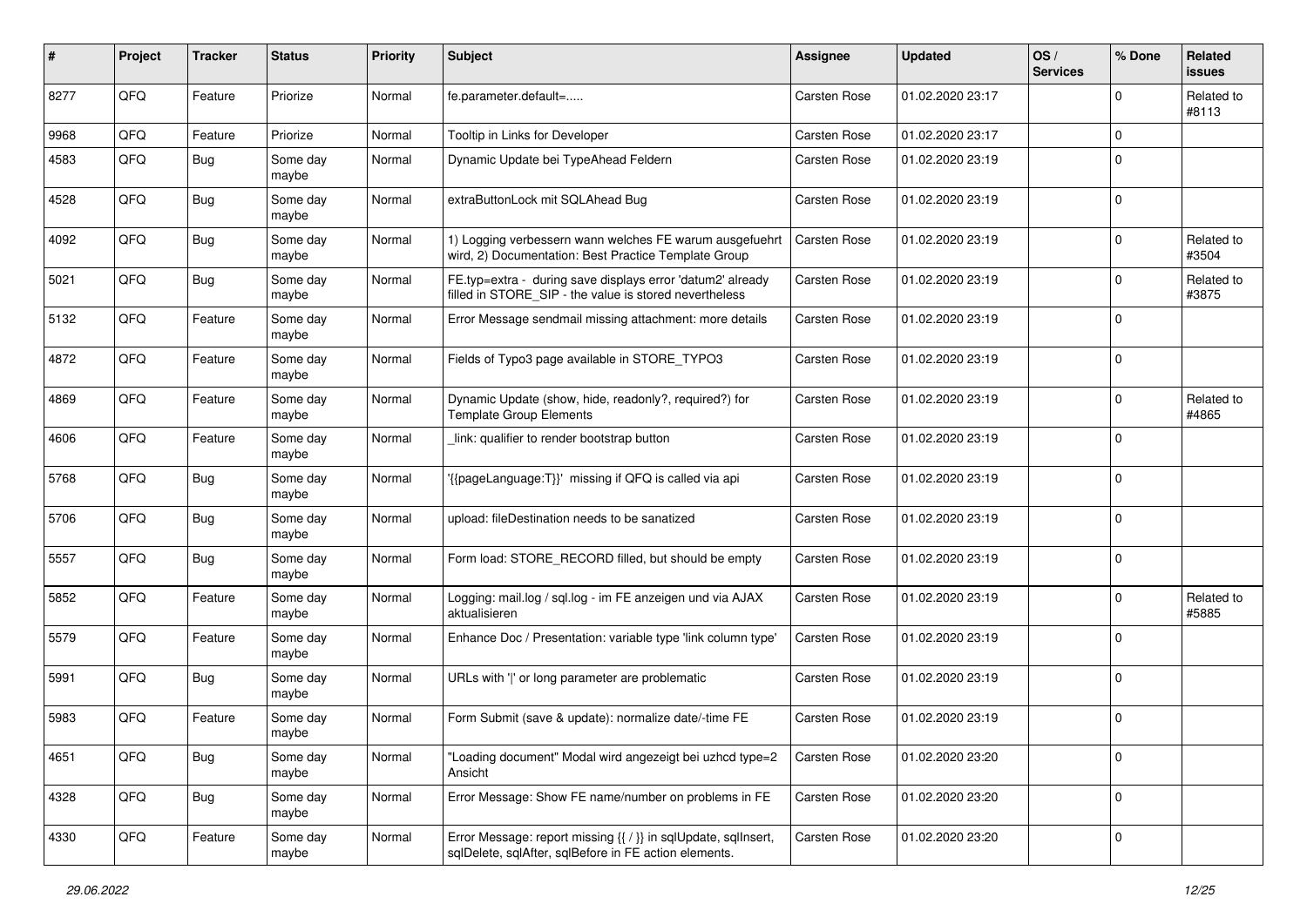| # | Project | Tracker | Status | Priority | Subject | Assignee | Updated | OS / Services | % Done | Related issues |
|---|---|---|---|---|---|---|---|---|---|---|
| 8277 | QFQ | Feature | Priorize | Normal | fe.parameter.default=..... | Carsten Rose | 01.02.2020 23:17 | | 0 | Related to #8113 |
| 9968 | QFQ | Feature | Priorize | Normal | Tooltip in Links for Developer | Carsten Rose | 01.02.2020 23:17 | | 0 | |
| 4583 | QFQ | Bug | Some day maybe | Normal | Dynamic Update bei TypeAhead Feldern | Carsten Rose | 01.02.2020 23:19 | | 0 | |
| 4528 | QFQ | Bug | Some day maybe | Normal | extraButtonLock mit SQLAhead Bug | Carsten Rose | 01.02.2020 23:19 | | 0 | |
| 4092 | QFQ | Bug | Some day maybe | Normal | 1) Logging verbessern wann welches FE warum ausgefuehrt wird, 2) Documentation: Best Practice Template Group | Carsten Rose | 01.02.2020 23:19 | | 0 | Related to #3504 |
| 5021 | QFQ | Bug | Some day maybe | Normal | FE.typ=extra - during save displays error 'datum2' already filled in STORE_SIP - the value is stored nevertheless | Carsten Rose | 01.02.2020 23:19 | | 0 | Related to #3875 |
| 5132 | QFQ | Feature | Some day maybe | Normal | Error Message sendmail missing attachment: more details | Carsten Rose | 01.02.2020 23:19 | | 0 | |
| 4872 | QFQ | Feature | Some day maybe | Normal | Fields of Typo3 page available in STORE_TYPO3 | Carsten Rose | 01.02.2020 23:19 | | 0 | |
| 4869 | QFQ | Feature | Some day maybe | Normal | Dynamic Update (show, hide, readonly?, required?) for Template Group Elements | Carsten Rose | 01.02.2020 23:19 | | 0 | Related to #4865 |
| 4606 | QFQ | Feature | Some day maybe | Normal | _link: qualifier to render bootstrap button | Carsten Rose | 01.02.2020 23:19 | | 0 | |
| 5768 | QFQ | Bug | Some day maybe | Normal | '{{pageLanguage:T}}' missing if QFQ is called via api | Carsten Rose | 01.02.2020 23:19 | | 0 | |
| 5706 | QFQ | Bug | Some day maybe | Normal | upload: fileDestination needs to be sanatized | Carsten Rose | 01.02.2020 23:19 | | 0 | |
| 5557 | QFQ | Bug | Some day maybe | Normal | Form load: STORE_RECORD filled, but should be empty | Carsten Rose | 01.02.2020 23:19 | | 0 | |
| 5852 | QFQ | Feature | Some day maybe | Normal | Logging: mail.log / sql.log - im FE anzeigen und via AJAX aktualisieren | Carsten Rose | 01.02.2020 23:19 | | 0 | Related to #5885 |
| 5579 | QFQ | Feature | Some day maybe | Normal | Enhance Doc / Presentation: variable type 'link column type' | Carsten Rose | 01.02.2020 23:19 | | 0 | |
| 5991 | QFQ | Bug | Some day maybe | Normal | URLs with '\|' or long parameter are problematic | Carsten Rose | 01.02.2020 23:19 | | 0 | |
| 5983 | QFQ | Feature | Some day maybe | Normal | Form Submit (save & update): normalize date/-time FE | Carsten Rose | 01.02.2020 23:19 | | 0 | |
| 4651 | QFQ | Bug | Some day maybe | Normal | "Loading document" Modal wird angezeigt bei uzhcd type=2 Ansicht | Carsten Rose | 01.02.2020 23:20 | | 0 | |
| 4328 | QFQ | Bug | Some day maybe | Normal | Error Message: Show FE name/number on problems in FE | Carsten Rose | 01.02.2020 23:20 | | 0 | |
| 4330 | QFQ | Feature | Some day maybe | Normal | Error Message: report missing {{ / }} in sqlUpdate, sqlInsert, sqlDelete, sqlAfter, sqlBefore in FE action elements. | Carsten Rose | 01.02.2020 23:20 | | 0 | |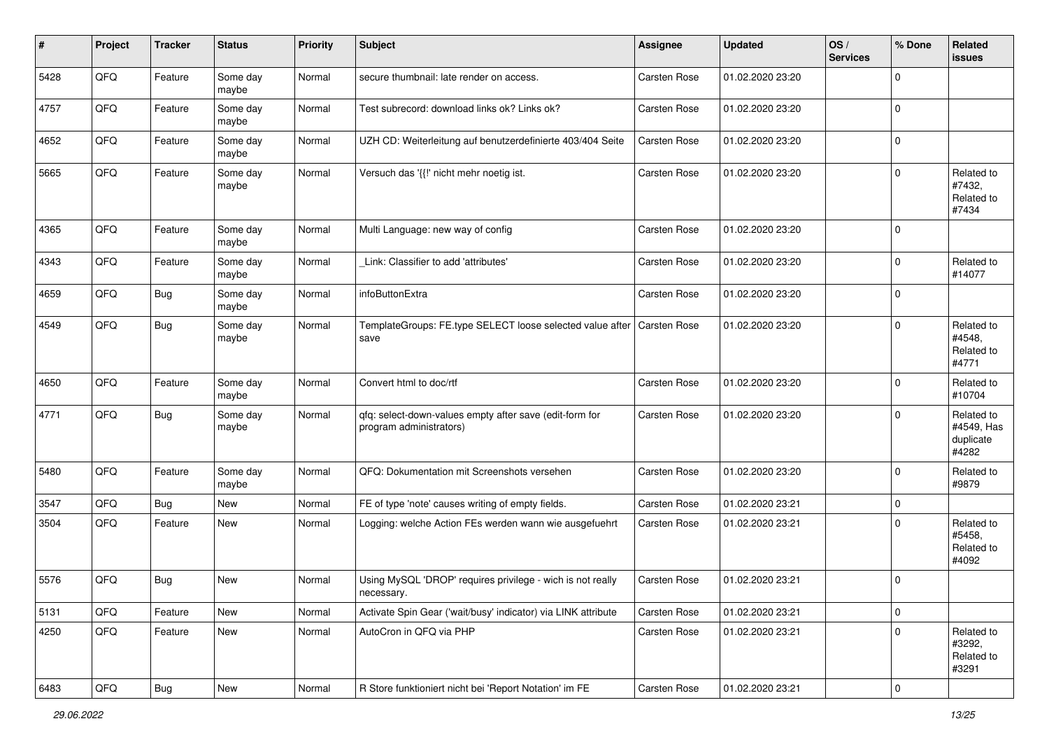| # | Project | Tracker | Status | Priority | Subject | Assignee | Updated | OS / Services | % Done | Related issues |
|---|---|---|---|---|---|---|---|---|---|---|
| 5428 | QFQ | Feature | Some day maybe | Normal | secure thumbnail: late render on access. | Carsten Rose | 01.02.2020 23:20 | | 0 | |
| 4757 | QFQ | Feature | Some day maybe | Normal | Test subrecord: download links ok? Links ok? | Carsten Rose | 01.02.2020 23:20 | | 0 | |
| 4652 | QFQ | Feature | Some day maybe | Normal | UZH CD: Weiterleitung auf benutzerdefinierte 403/404 Seite | Carsten Rose | 01.02.2020 23:20 | | 0 | |
| 5665 | QFQ | Feature | Some day maybe | Normal | Versuch das '{{!' nicht mehr noetig ist. | Carsten Rose | 01.02.2020 23:20 | | 0 | Related to #7432, Related to #7434 |
| 4365 | QFQ | Feature | Some day maybe | Normal | Multi Language: new way of config | Carsten Rose | 01.02.2020 23:20 | | 0 | |
| 4343 | QFQ | Feature | Some day maybe | Normal | _Link: Classifier to add 'attributes' | Carsten Rose | 01.02.2020 23:20 | | 0 | Related to #14077 |
| 4659 | QFQ | Bug | Some day maybe | Normal | infoButtonExtra | Carsten Rose | 01.02.2020 23:20 | | 0 | |
| 4549 | QFQ | Bug | Some day maybe | Normal | TemplateGroups: FE.type SELECT loose selected value after save | Carsten Rose | 01.02.2020 23:20 | | 0 | Related to #4548, Related to #4771 |
| 4650 | QFQ | Feature | Some day maybe | Normal | Convert html to doc/rtf | Carsten Rose | 01.02.2020 23:20 | | 0 | Related to #10704 |
| 4771 | QFQ | Bug | Some day maybe | Normal | qfq: select-down-values empty after save (edit-form for program administrators) | Carsten Rose | 01.02.2020 23:20 | | 0 | Related to #4549, Has duplicate #4282 |
| 5480 | QFQ | Feature | Some day maybe | Normal | QFQ: Dokumentation mit Screenshots versehen | Carsten Rose | 01.02.2020 23:20 | | 0 | Related to #9879 |
| 3547 | QFQ | Bug | New | Normal | FE of type 'note' causes writing of empty fields. | Carsten Rose | 01.02.2020 23:21 | | 0 | |
| 3504 | QFQ | Feature | New | Normal | Logging: welche Action FEs werden wann wie ausgefuehrt | Carsten Rose | 01.02.2020 23:21 | | 0 | Related to #5458, Related to #4092 |
| 5576 | QFQ | Bug | New | Normal | Using MySQL 'DROP' requires privilege - wich is not really necessary. | Carsten Rose | 01.02.2020 23:21 | | 0 | |
| 5131 | QFQ | Feature | New | Normal | Activate Spin Gear ('wait/busy' indicator) via LINK attribute | Carsten Rose | 01.02.2020 23:21 | | 0 | |
| 4250 | QFQ | Feature | New | Normal | AutoCron in QFQ via PHP | Carsten Rose | 01.02.2020 23:21 | | 0 | Related to #3292, Related to #3291 |
| 6483 | QFQ | Bug | New | Normal | R Store funktioniert nicht bei 'Report Notation' im FE | Carsten Rose | 01.02.2020 23:21 | | 0 | |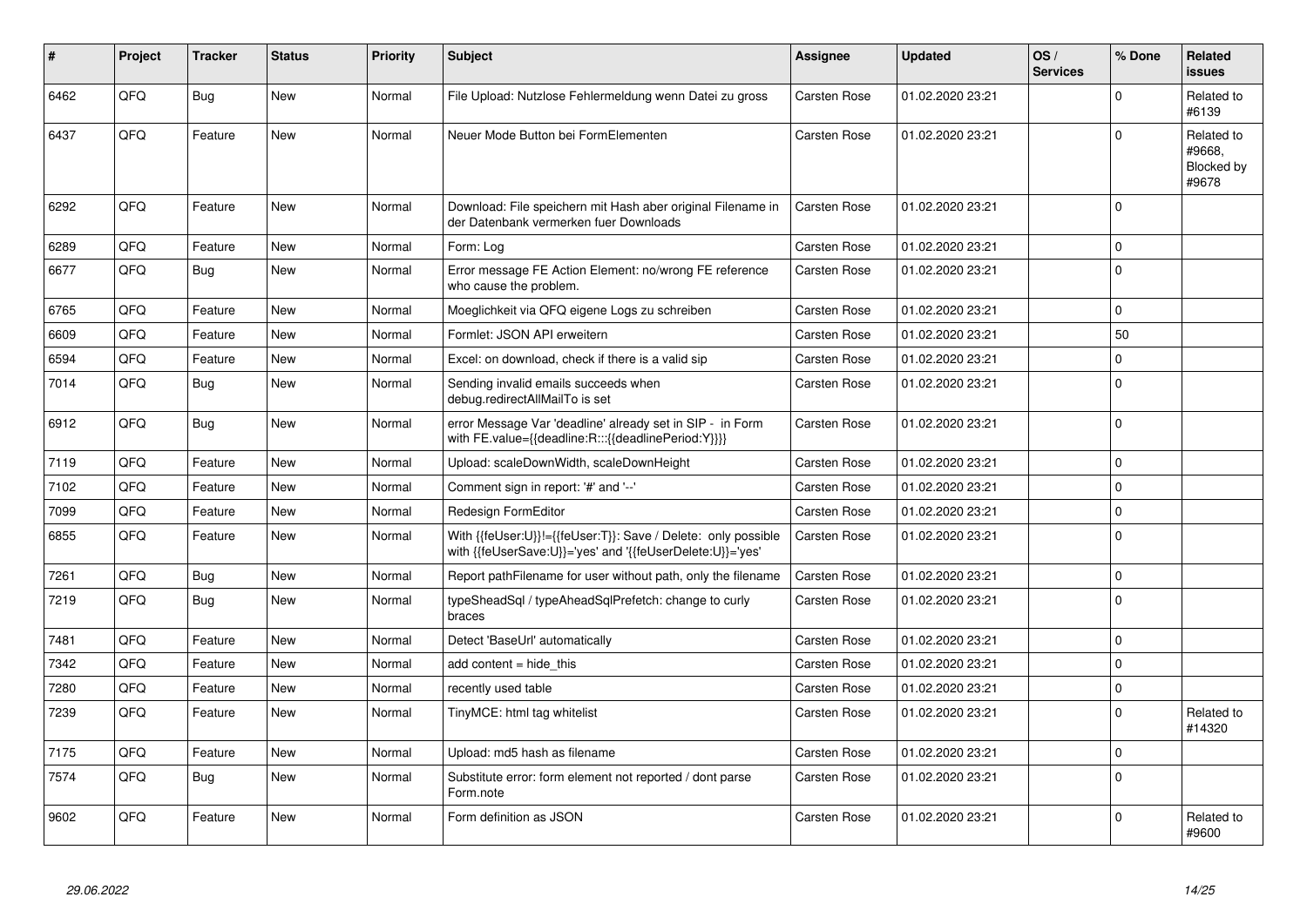| # | Project | Tracker | Status | Priority | Subject | Assignee | Updated | OS / Services | % Done | Related issues |
|---|---|---|---|---|---|---|---|---|---|---|
| 6462 | QFQ | Bug | New | Normal | File Upload: Nutzlose Fehlermeldung wenn Datei zu gross | Carsten Rose | 01.02.2020 23:21 | | 0 | Related to #6139 |
| 6437 | QFQ | Feature | New | Normal | Neuer Mode Button bei FormElementen | Carsten Rose | 01.02.2020 23:21 | | 0 | Related to #9668, Blocked by #9678 |
| 6292 | QFQ | Feature | New | Normal | Download: File speichern mit Hash aber original Filename in der Datenbank vermerken fuer Downloads | Carsten Rose | 01.02.2020 23:21 | | 0 | |
| 6289 | QFQ | Feature | New | Normal | Form: Log | Carsten Rose | 01.02.2020 23:21 | | 0 | |
| 6677 | QFQ | Bug | New | Normal | Error message FE Action Element: no/wrong FE reference who cause the problem. | Carsten Rose | 01.02.2020 23:21 | | 0 | |
| 6765 | QFQ | Feature | New | Normal | Moeglichkeit via QFQ eigene Logs zu schreiben | Carsten Rose | 01.02.2020 23:21 | | 0 | |
| 6609 | QFQ | Feature | New | Normal | Formlet: JSON API erweitern | Carsten Rose | 01.02.2020 23:21 | | 50 | |
| 6594 | QFQ | Feature | New | Normal | Excel: on download, check if there is a valid sip | Carsten Rose | 01.02.2020 23:21 | | 0 | |
| 7014 | QFQ | Bug | New | Normal | Sending invalid emails succeeds when debug.redirectAllMailTo is set | Carsten Rose | 01.02.2020 23:21 | | 0 | |
| 6912 | QFQ | Bug | New | Normal | error Message Var 'deadline' already set in SIP - in Form with FE.value={{deadline:R:::{{deadlinePeriod:Y}}}} | Carsten Rose | 01.02.2020 23:21 | | 0 | |
| 7119 | QFQ | Feature | New | Normal | Upload: scaleDownWidth, scaleDownHeight | Carsten Rose | 01.02.2020 23:21 | | 0 | |
| 7102 | QFQ | Feature | New | Normal | Comment sign in report: '#' and '--' | Carsten Rose | 01.02.2020 23:21 | | 0 | |
| 7099 | QFQ | Feature | New | Normal | Redesign FormEditor | Carsten Rose | 01.02.2020 23:21 | | 0 | |
| 6855 | QFQ | Feature | New | Normal | With {{feUser:U}}!={{feUser:T}}: Save / Delete: only possible with {{feUserSave:U}}='yes' and '{{feUserDelete:U}}='yes' | Carsten Rose | 01.02.2020 23:21 | | 0 | |
| 7261 | QFQ | Bug | New | Normal | Report pathFilename for user without path, only the filename | Carsten Rose | 01.02.2020 23:21 | | 0 | |
| 7219 | QFQ | Bug | New | Normal | typeSheadSql / typeAheadSqlPrefetch: change to curly braces | Carsten Rose | 01.02.2020 23:21 | | 0 | |
| 7481 | QFQ | Feature | New | Normal | Detect 'BaseUrl' automatically | Carsten Rose | 01.02.2020 23:21 | | 0 | |
| 7342 | QFQ | Feature | New | Normal | add content = hide_this | Carsten Rose | 01.02.2020 23:21 | | 0 | |
| 7280 | QFQ | Feature | New | Normal | recently used table | Carsten Rose | 01.02.2020 23:21 | | 0 | |
| 7239 | QFQ | Feature | New | Normal | TinyMCE: html tag whitelist | Carsten Rose | 01.02.2020 23:21 | | 0 | Related to #14320 |
| 7175 | QFQ | Feature | New | Normal | Upload: md5 hash as filename | Carsten Rose | 01.02.2020 23:21 | | 0 | |
| 7574 | QFQ | Bug | New | Normal | Substitute error: form element not reported / dont parse Form.note | Carsten Rose | 01.02.2020 23:21 | | 0 | |
| 9602 | QFQ | Feature | New | Normal | Form definition as JSON | Carsten Rose | 01.02.2020 23:21 | | 0 | Related to #9600 |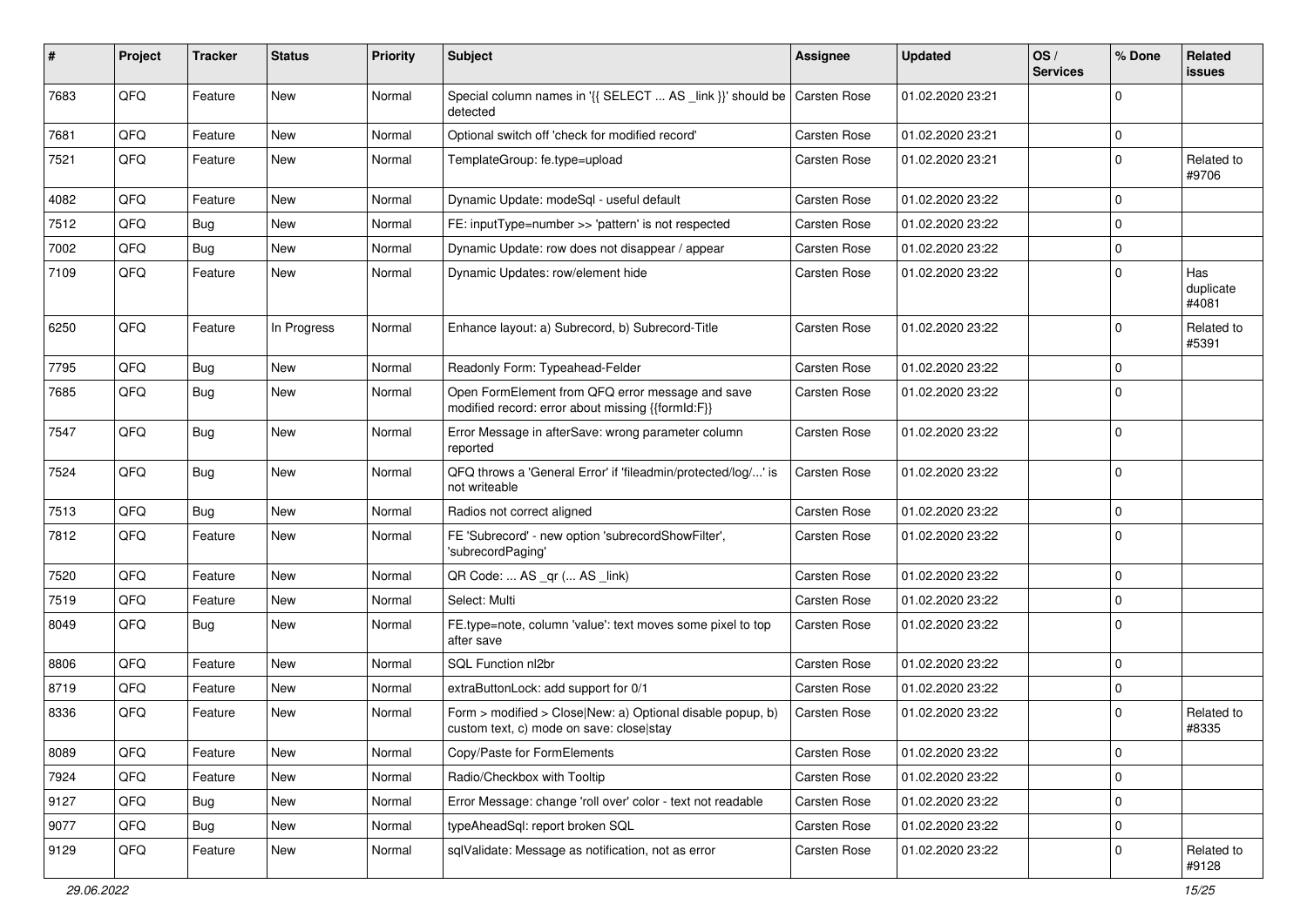| # | Project | Tracker | Status | Priority | Subject | Assignee | Updated | OS / Services | % Done | Related issues |
|---|---|---|---|---|---|---|---|---|---|---|
| 7683 | QFQ | Feature | New | Normal | Special column names in '{{ SELECT ... AS _link }}' should be detected | Carsten Rose | 01.02.2020 23:21 | | 0 | |
| 7681 | QFQ | Feature | New | Normal | Optional switch off 'check for modified record' | Carsten Rose | 01.02.2020 23:21 | | 0 | |
| 7521 | QFQ | Feature | New | Normal | TemplateGroup: fe.type=upload | Carsten Rose | 01.02.2020 23:21 | | 0 | Related to #9706 |
| 4082 | QFQ | Feature | New | Normal | Dynamic Update: modeSql - useful default | Carsten Rose | 01.02.2020 23:22 | | 0 | |
| 7512 | QFQ | Bug | New | Normal | FE: inputType=number >> 'pattern' is not respected | Carsten Rose | 01.02.2020 23:22 | | 0 | |
| 7002 | QFQ | Bug | New | Normal | Dynamic Update: row does not disappear / appear | Carsten Rose | 01.02.2020 23:22 | | 0 | |
| 7109 | QFQ | Feature | New | Normal | Dynamic Updates: row/element hide | Carsten Rose | 01.02.2020 23:22 | | 0 | Has duplicate #4081 |
| 6250 | QFQ | Feature | In Progress | Normal | Enhance layout: a) Subrecord, b) Subrecord-Title | Carsten Rose | 01.02.2020 23:22 | | 0 | Related to #5391 |
| 7795 | QFQ | Bug | New | Normal | Readonly Form: Typeahead-Felder | Carsten Rose | 01.02.2020 23:22 | | 0 | |
| 7685 | QFQ | Bug | New | Normal | Open FormElement from QFQ error message and save modified record: error about missing {{formId:F}} | Carsten Rose | 01.02.2020 23:22 | | 0 | |
| 7547 | QFQ | Bug | New | Normal | Error Message in afterSave: wrong parameter column reported | Carsten Rose | 01.02.2020 23:22 | | 0 | |
| 7524 | QFQ | Bug | New | Normal | QFQ throws a 'General Error' if 'fileadmin/protected/log/...' is not writeable | Carsten Rose | 01.02.2020 23:22 | | 0 | |
| 7513 | QFQ | Bug | New | Normal | Radios not correct aligned | Carsten Rose | 01.02.2020 23:22 | | 0 | |
| 7812 | QFQ | Feature | New | Normal | FE 'Subrecord' - new option 'subrecordShowFilter', 'subrecordPaging' | Carsten Rose | 01.02.2020 23:22 | | 0 | |
| 7520 | QFQ | Feature | New | Normal | QR Code: ... AS _qr (... AS _link) | Carsten Rose | 01.02.2020 23:22 | | 0 | |
| 7519 | QFQ | Feature | New | Normal | Select: Multi | Carsten Rose | 01.02.2020 23:22 | | 0 | |
| 8049 | QFQ | Bug | New | Normal | FE.type=note, column 'value': text moves some pixel to top after save | Carsten Rose | 01.02.2020 23:22 | | 0 | |
| 8806 | QFQ | Feature | New | Normal | SQL Function nl2br | Carsten Rose | 01.02.2020 23:22 | | 0 | |
| 8719 | QFQ | Feature | New | Normal | extraButtonLock: add support for 0/1 | Carsten Rose | 01.02.2020 23:22 | | 0 | |
| 8336 | QFQ | Feature | New | Normal | Form > modified > Close\|New: a) Optional disable popup, b) custom text, c) mode on save: close\|stay | Carsten Rose | 01.02.2020 23:22 | | 0 | Related to #8335 |
| 8089 | QFQ | Feature | New | Normal | Copy/Paste for FormElements | Carsten Rose | 01.02.2020 23:22 | | 0 | |
| 7924 | QFQ | Feature | New | Normal | Radio/Checkbox with Tooltip | Carsten Rose | 01.02.2020 23:22 | | 0 | |
| 9127 | QFQ | Bug | New | Normal | Error Message: change 'roll over' color - text not readable | Carsten Rose | 01.02.2020 23:22 | | 0 | |
| 9077 | QFQ | Bug | New | Normal | typeAheadSql: report broken SQL | Carsten Rose | 01.02.2020 23:22 | | 0 | |
| 9129 | QFQ | Feature | New | Normal | sqlValidate: Message as notification, not as error | Carsten Rose | 01.02.2020 23:22 | | 0 | Related to #9128 |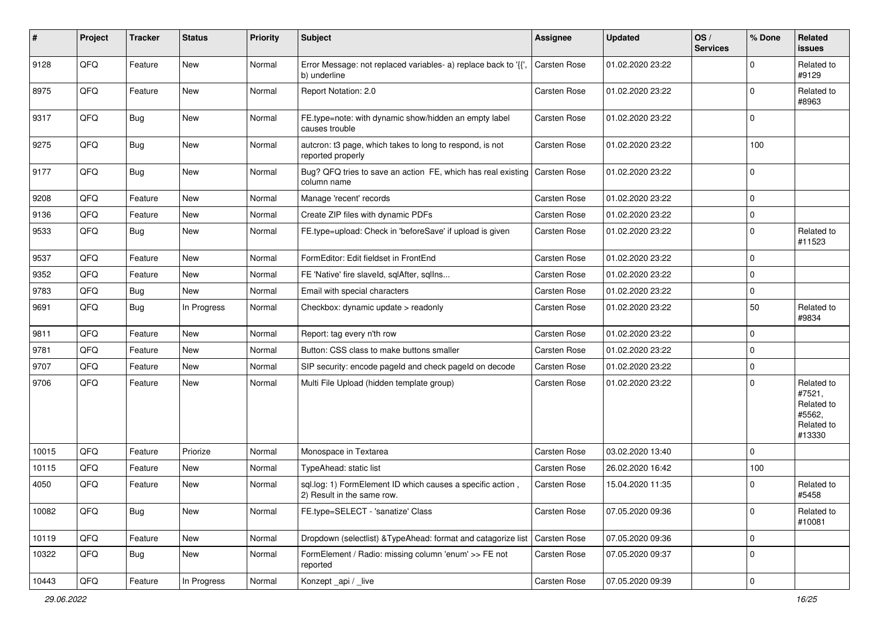| # | Project | Tracker | Status | Priority | Subject | Assignee | Updated | OS / Services | % Done | Related issues |
|---|---|---|---|---|---|---|---|---|---|---|
| 9128 | QFQ | Feature | New | Normal | Error Message: not replaced variables- a) replace back to '{{', b) underline | Carsten Rose | 01.02.2020 23:22 | | 0 | Related to #9129 |
| 8975 | QFQ | Feature | New | Normal | Report Notation: 2.0 | Carsten Rose | 01.02.2020 23:22 | | 0 | Related to #8963 |
| 9317 | QFQ | Bug | New | Normal | FE.type=note: with dynamic show/hidden an empty label causes trouble | Carsten Rose | 01.02.2020 23:22 | | 0 | |
| 9275 | QFQ | Bug | New | Normal | autcron: t3 page, which takes to long to respond, is not reported properly | Carsten Rose | 01.02.2020 23:22 | | 100 | |
| 9177 | QFQ | Bug | New | Normal | Bug? QFQ tries to save an action FE, which has real existing column name | Carsten Rose | 01.02.2020 23:22 | | 0 | |
| 9208 | QFQ | Feature | New | Normal | Manage 'recent' records | Carsten Rose | 01.02.2020 23:22 | | 0 | |
| 9136 | QFQ | Feature | New | Normal | Create ZIP files with dynamic PDFs | Carsten Rose | 01.02.2020 23:22 | | 0 | |
| 9533 | QFQ | Bug | New | Normal | FE.type=upload: Check in 'beforeSave' if upload is given | Carsten Rose | 01.02.2020 23:22 | | 0 | Related to #11523 |
| 9537 | QFQ | Feature | New | Normal | FormEditor: Edit fieldset in FrontEnd | Carsten Rose | 01.02.2020 23:22 | | 0 | |
| 9352 | QFQ | Feature | New | Normal | FE 'Native' fire slaveId, sqlAfter, sqlIns... | Carsten Rose | 01.02.2020 23:22 | | 0 | |
| 9783 | QFQ | Bug | New | Normal | Email with special characters | Carsten Rose | 01.02.2020 23:22 | | 0 | |
| 9691 | QFQ | Bug | In Progress | Normal | Checkbox: dynamic update > readonly | Carsten Rose | 01.02.2020 23:22 | | 50 | Related to #9834 |
| 9811 | QFQ | Feature | New | Normal | Report: tag every n'th row | Carsten Rose | 01.02.2020 23:22 | | 0 | |
| 9781 | QFQ | Feature | New | Normal | Button: CSS class to make buttons smaller | Carsten Rose | 01.02.2020 23:22 | | 0 | |
| 9707 | QFQ | Feature | New | Normal | SIP security: encode pageId and check pageId on decode | Carsten Rose | 01.02.2020 23:22 | | 0 | |
| 9706 | QFQ | Feature | New | Normal | Multi File Upload (hidden template group) | Carsten Rose | 01.02.2020 23:22 | | 0 | Related to #7521, Related to #5562, Related to #13330 |
| 10015 | QFQ | Feature | Priorize | Normal | Monospace in Textarea | Carsten Rose | 03.02.2020 13:40 | | 0 | |
| 10115 | QFQ | Feature | New | Normal | TypeAhead: static list | Carsten Rose | 26.02.2020 16:42 | | 100 | |
| 4050 | QFQ | Feature | New | Normal | sql.log: 1) FormElement ID which causes a specific action , 2) Result in the same row. | Carsten Rose | 15.04.2020 11:35 | | 0 | Related to #5458 |
| 10082 | QFQ | Bug | New | Normal | FE.type=SELECT - 'sanatize' Class | Carsten Rose | 07.05.2020 09:36 | | 0 | Related to #10081 |
| 10119 | QFQ | Feature | New | Normal | Dropdown (selectlist) &TypeAhead: format and catagorize list | Carsten Rose | 07.05.2020 09:36 | | 0 | |
| 10322 | QFQ | Bug | New | Normal | FormElement / Radio: missing column 'enum' >> FE not reported | Carsten Rose | 07.05.2020 09:37 | | 0 | |
| 10443 | QFQ | Feature | In Progress | Normal | Konzept _api / _live | Carsten Rose | 07.05.2020 09:39 | | 0 | |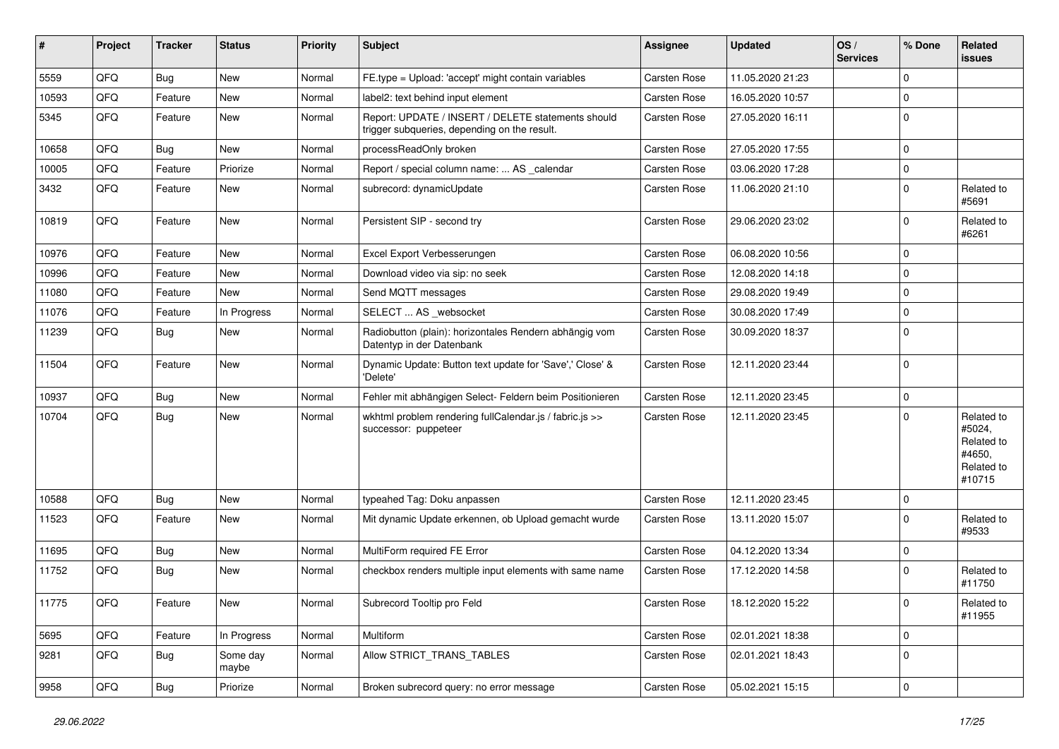| # | Project | Tracker | Status | Priority | Subject | Assignee | Updated | OS / Services | % Done | Related issues |
|---|---|---|---|---|---|---|---|---|---|---|
| 5559 | QFQ | Bug | New | Normal | FE.type = Upload: 'accept' might contain variables | Carsten Rose | 11.05.2020 21:23 | | 0 | |
| 10593 | QFQ | Feature | New | Normal | label2: text behind input element | Carsten Rose | 16.05.2020 10:57 | | 0 | |
| 5345 | QFQ | Feature | New | Normal | Report: UPDATE / INSERT / DELETE statements should trigger subqueries, depending on the result. | Carsten Rose | 27.05.2020 16:11 | | 0 | |
| 10658 | QFQ | Bug | New | Normal | processReadOnly broken | Carsten Rose | 27.05.2020 17:55 | | 0 | |
| 10005 | QFQ | Feature | Priorize | Normal | Report / special column name: ... AS _calendar | Carsten Rose | 03.06.2020 17:28 | | 0 | |
| 3432 | QFQ | Feature | New | Normal | subrecord: dynamicUpdate | Carsten Rose | 11.06.2020 21:10 | | 0 | Related to #5691 |
| 10819 | QFQ | Feature | New | Normal | Persistent SIP - second try | Carsten Rose | 29.06.2020 23:02 | | 0 | Related to #6261 |
| 10976 | QFQ | Feature | New | Normal | Excel Export Verbesserungen | Carsten Rose | 06.08.2020 10:56 | | 0 | |
| 10996 | QFQ | Feature | New | Normal | Download video via sip: no seek | Carsten Rose | 12.08.2020 14:18 | | 0 | |
| 11080 | QFQ | Feature | New | Normal | Send MQTT messages | Carsten Rose | 29.08.2020 19:49 | | 0 | |
| 11076 | QFQ | Feature | In Progress | Normal | SELECT ... AS _websocket | Carsten Rose | 30.08.2020 17:49 | | 0 | |
| 11239 | QFQ | Bug | New | Normal | Radiobutton (plain): horizontales Rendern abhängig vom Datentyp in der Datenbank | Carsten Rose | 30.09.2020 18:37 | | 0 | |
| 11504 | QFQ | Feature | New | Normal | Dynamic Update: Button text update for 'Save',' Close' & 'Delete' | Carsten Rose | 12.11.2020 23:44 | | 0 | |
| 10937 | QFQ | Bug | New | Normal | Fehler mit abhängigen Select- Feldern beim Positionieren | Carsten Rose | 12.11.2020 23:45 | | 0 | |
| 10704 | QFQ | Bug | New | Normal | wkhtml problem rendering fullCalendar.js / fabric.js >> successor: puppeteer | Carsten Rose | 12.11.2020 23:45 | | 0 | Related to #5024, Related to #4650, Related to #10715 |
| 10588 | QFQ | Bug | New | Normal | typeahed Tag: Doku anpassen | Carsten Rose | 12.11.2020 23:45 | | 0 | |
| 11523 | QFQ | Feature | New | Normal | Mit dynamic Update erkennen, ob Upload gemacht wurde | Carsten Rose | 13.11.2020 15:07 | | 0 | Related to #9533 |
| 11695 | QFQ | Bug | New | Normal | MultiForm required FE Error | Carsten Rose | 04.12.2020 13:34 | | 0 | |
| 11752 | QFQ | Bug | New | Normal | checkbox renders multiple input elements with same name | Carsten Rose | 17.12.2020 14:58 | | 0 | Related to #11750 |
| 11775 | QFQ | Feature | New | Normal | Subrecord Tooltip pro Feld | Carsten Rose | 18.12.2020 15:22 | | 0 | Related to #11955 |
| 5695 | QFQ | Feature | In Progress | Normal | Multiform | Carsten Rose | 02.01.2021 18:38 | | 0 | |
| 9281 | QFQ | Bug | Some day maybe | Normal | Allow STRICT_TRANS_TABLES | Carsten Rose | 02.01.2021 18:43 | | 0 | |
| 9958 | QFQ | Bug | Priorize | Normal | Broken subrecord query: no error message | Carsten Rose | 05.02.2021 15:15 | | 0 | |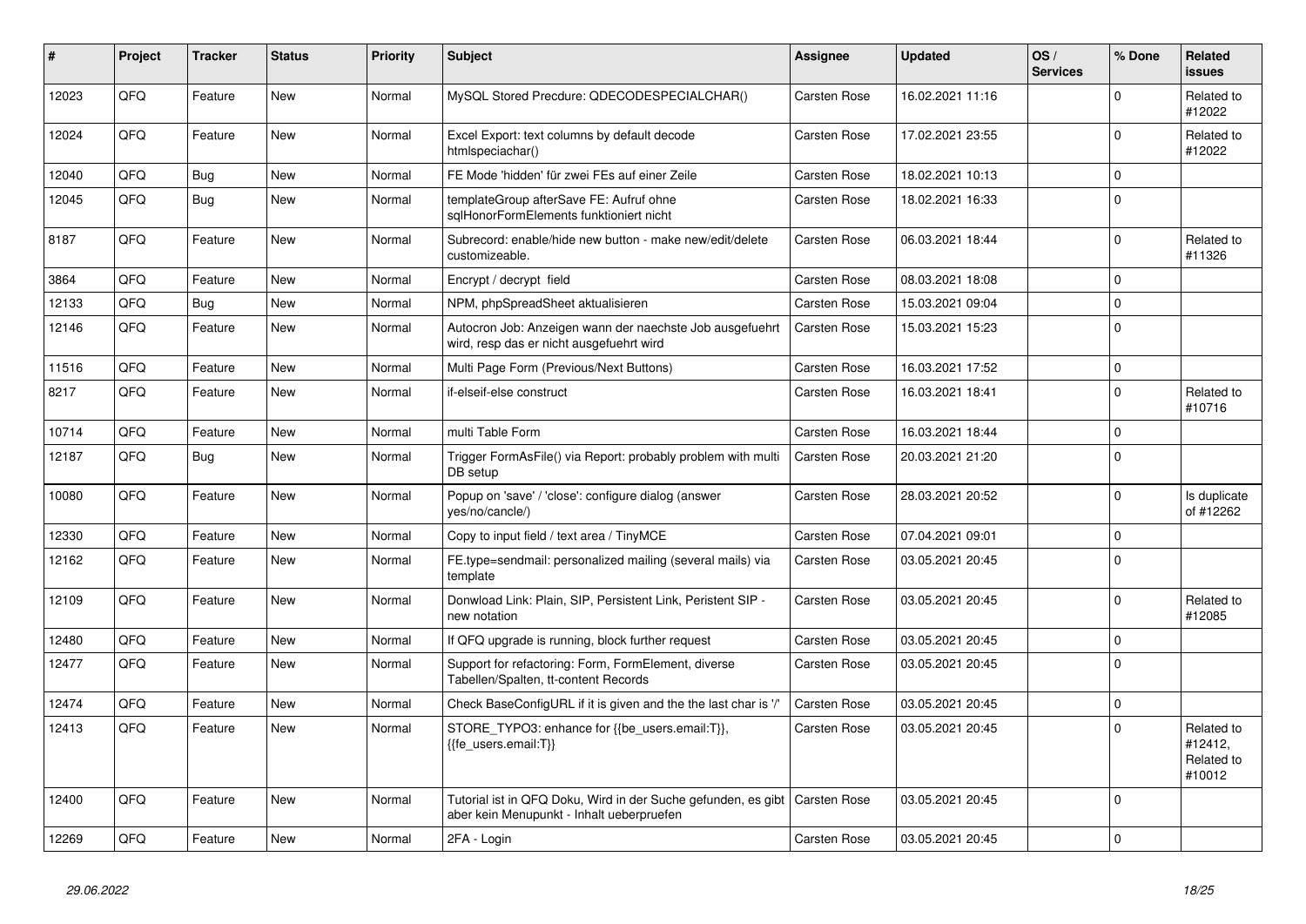| # | Project | Tracker | Status | Priority | Subject | Assignee | Updated | OS / Services | % Done | Related issues |
|---|---|---|---|---|---|---|---|---|---|---|
| 12023 | QFQ | Feature | New | Normal | MySQL Stored Precdure: QDECODESPECIALCHAR() | Carsten Rose | 16.02.2021 11:16 | | 0 | Related to #12022 |
| 12024 | QFQ | Feature | New | Normal | Excel Export: text columns by default decode htmlspeciachar() | Carsten Rose | 17.02.2021 23:55 | | 0 | Related to #12022 |
| 12040 | QFQ | Bug | New | Normal | FE Mode 'hidden' für zwei FEs auf einer Zeile | Carsten Rose | 18.02.2021 10:13 | | 0 | |
| 12045 | QFQ | Bug | New | Normal | templateGroup afterSave FE: Aufruf ohne sqlHonorFormElements funktioniert nicht | Carsten Rose | 18.02.2021 16:33 | | 0 | |
| 8187 | QFQ | Feature | New | Normal | Subrecord: enable/hide new button - make new/edit/delete customizeable. | Carsten Rose | 06.03.2021 18:44 | | 0 | Related to #11326 |
| 3864 | QFQ | Feature | New | Normal | Encrypt / decrypt field | Carsten Rose | 08.03.2021 18:08 | | 0 | |
| 12133 | QFQ | Bug | New | Normal | NPM, phpSpreadSheet aktualisieren | Carsten Rose | 15.03.2021 09:04 | | 0 | |
| 12146 | QFQ | Feature | New | Normal | Autocron Job: Anzeigen wann der naechste Job ausgefuehrt wird, resp das er nicht ausgefuehrt wird | Carsten Rose | 15.03.2021 15:23 | | 0 | |
| 11516 | QFQ | Feature | New | Normal | Multi Page Form (Previous/Next Buttons) | Carsten Rose | 16.03.2021 17:52 | | 0 | |
| 8217 | QFQ | Feature | New | Normal | if-elseif-else construct | Carsten Rose | 16.03.2021 18:41 | | 0 | Related to #10716 |
| 10714 | QFQ | Feature | New | Normal | multi Table Form | Carsten Rose | 16.03.2021 18:44 | | 0 | |
| 12187 | QFQ | Bug | New | Normal | Trigger FormAsFile() via Report: probably problem with multi DB setup | Carsten Rose | 20.03.2021 21:20 | | 0 | |
| 10080 | QFQ | Feature | New | Normal | Popup on 'save' / 'close': configure dialog (answer yes/no/cancle/) | Carsten Rose | 28.03.2021 20:52 | | 0 | Is duplicate of #12262 |
| 12330 | QFQ | Feature | New | Normal | Copy to input field / text area / TinyMCE | Carsten Rose | 07.04.2021 09:01 | | 0 | |
| 12162 | QFQ | Feature | New | Normal | FE.type=sendmail: personalized mailing (several mails) via template | Carsten Rose | 03.05.2021 20:45 | | 0 | |
| 12109 | QFQ | Feature | New | Normal | Donwload Link: Plain, SIP, Persistent Link, Peristent SIP - new notation | Carsten Rose | 03.05.2021 20:45 | | 0 | Related to #12085 |
| 12480 | QFQ | Feature | New | Normal | If QFQ upgrade is running, block further request | Carsten Rose | 03.05.2021 20:45 | | 0 | |
| 12477 | QFQ | Feature | New | Normal | Support for refactoring: Form, FormElement, diverse Tabellen/Spalten, tt-content Records | Carsten Rose | 03.05.2021 20:45 | | 0 | |
| 12474 | QFQ | Feature | New | Normal | Check BaseConfigURL if it is given and the the last char is '/' | Carsten Rose | 03.05.2021 20:45 | | 0 | |
| 12413 | QFQ | Feature | New | Normal | STORE_TYPO3: enhance for {{be_users.email:T}}, {{fe_users.email:T}} | Carsten Rose | 03.05.2021 20:45 | | 0 | Related to #12412, Related to #10012 |
| 12400 | QFQ | Feature | New | Normal | Tutorial ist in QFQ Doku, Wird in der Suche gefunden, es gibt aber kein Menupunkt - Inhalt ueberpruefen | Carsten Rose | 03.05.2021 20:45 | | 0 | |
| 12269 | QFQ | Feature | New | Normal | 2FA - Login | Carsten Rose | 03.05.2021 20:45 | | 0 | |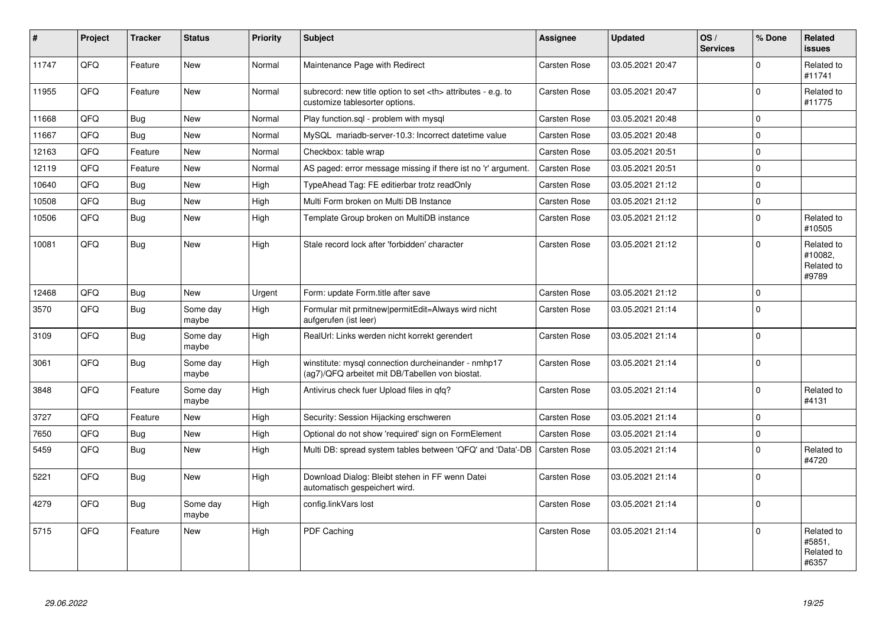| # | Project | Tracker | Status | Priority | Subject | Assignee | Updated | OS / Services | % Done | Related issues |
|---|---|---|---|---|---|---|---|---|---|---|
| 11747 | QFQ | Feature | New | Normal | Maintenance Page with Redirect | Carsten Rose | 03.05.2021 20:47 | | 0 | Related to #11741 |
| 11955 | QFQ | Feature | New | Normal | subrecord: new title option to set <th> attributes - e.g. to customize tablesorter options. | Carsten Rose | 03.05.2021 20:47 | | 0 | Related to #11775 |
| 11668 | QFQ | Bug | New | Normal | Play function.sql - problem with mysql | Carsten Rose | 03.05.2021 20:48 | | 0 | |
| 11667 | QFQ | Bug | New | Normal | MySQL mariadb-server-10.3: Incorrect datetime value | Carsten Rose | 03.05.2021 20:48 | | 0 | |
| 12163 | QFQ | Feature | New | Normal | Checkbox: table wrap | Carsten Rose | 03.05.2021 20:51 | | 0 | |
| 12119 | QFQ | Feature | New | Normal | AS paged: error message missing if there ist no 'r' argument. | Carsten Rose | 03.05.2021 20:51 | | 0 | |
| 10640 | QFQ | Bug | New | High | TypeAhead Tag: FE editierbar trotz readOnly | Carsten Rose | 03.05.2021 21:12 | | 0 | |
| 10508 | QFQ | Bug | New | High | Multi Form broken on Multi DB Instance | Carsten Rose | 03.05.2021 21:12 | | 0 | |
| 10506 | QFQ | Bug | New | High | Template Group broken on MultiDB instance | Carsten Rose | 03.05.2021 21:12 | | 0 | Related to #10505 |
| 10081 | QFQ | Bug | New | High | Stale record lock after 'forbidden' character | Carsten Rose | 03.05.2021 21:12 | | 0 | Related to #10082, Related to #9789 |
| 12468 | QFQ | Bug | New | Urgent | Form: update Form.title after save | Carsten Rose | 03.05.2021 21:12 | | 0 | |
| 3570 | QFQ | Bug | Some day maybe | High | Formular mit prmitnew\|permitEdit=Always wird nicht aufgerufen (ist leer) | Carsten Rose | 03.05.2021 21:14 | | 0 | |
| 3109 | QFQ | Bug | Some day maybe | High | RealUrl: Links werden nicht korrekt gerendert | Carsten Rose | 03.05.2021 21:14 | | 0 | |
| 3061 | QFQ | Bug | Some day maybe | High | winstitute: mysql connection durcheinander - nmhp17 (ag7)/QFQ arbeitet mit DB/Tabellen von biostat. | Carsten Rose | 03.05.2021 21:14 | | 0 | |
| 3848 | QFQ | Feature | Some day maybe | High | Antivirus check fuer Upload files in qfq? | Carsten Rose | 03.05.2021 21:14 | | 0 | Related to #4131 |
| 3727 | QFQ | Feature | New | High | Security: Session Hijacking erschweren | Carsten Rose | 03.05.2021 21:14 | | 0 | |
| 7650 | QFQ | Bug | New | High | Optional do not show 'required' sign on FormElement | Carsten Rose | 03.05.2021 21:14 | | 0 | |
| 5459 | QFQ | Bug | New | High | Multi DB: spread system tables between 'QFQ' and 'Data'-DB | Carsten Rose | 03.05.2021 21:14 | | 0 | Related to #4720 |
| 5221 | QFQ | Bug | New | High | Download Dialog: Bleibt stehen in FF wenn Datei automatisch gespeichert wird. | Carsten Rose | 03.05.2021 21:14 | | 0 | |
| 4279 | QFQ | Bug | Some day maybe | High | config.linkVars lost | Carsten Rose | 03.05.2021 21:14 | | 0 | |
| 5715 | QFQ | Feature | New | High | PDF Caching | Carsten Rose | 03.05.2021 21:14 | | 0 | Related to #5851, Related to #6357 |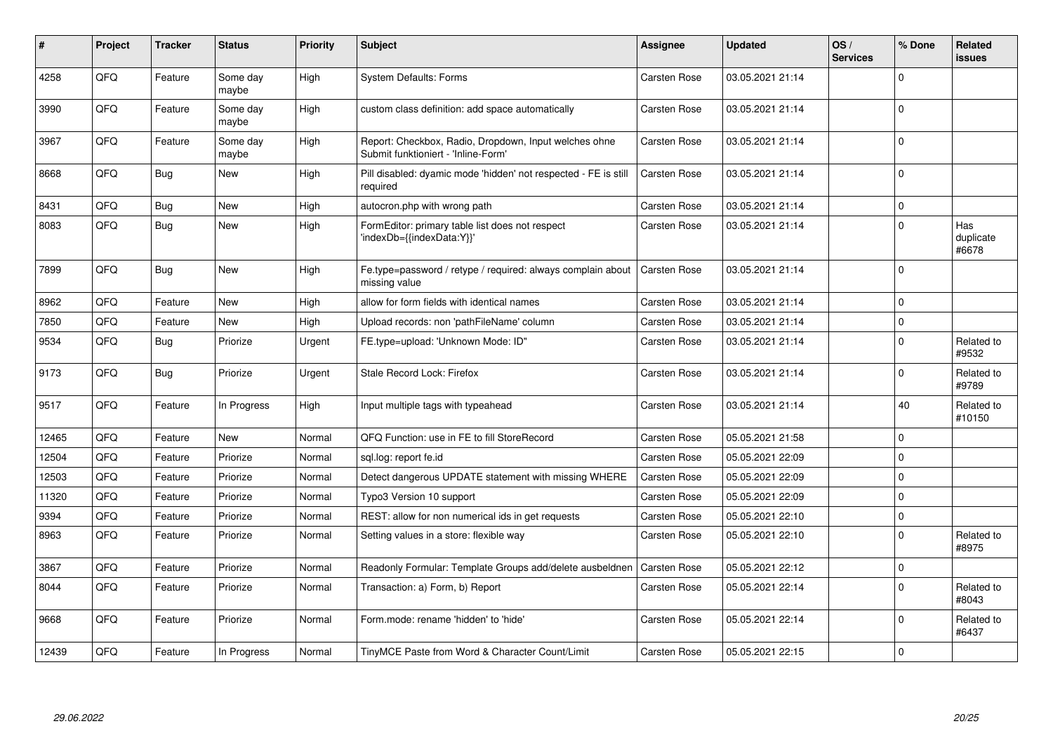| # | Project | Tracker | Status | Priority | Subject | Assignee | Updated | OS / Services | % Done | Related issues |
|---|---|---|---|---|---|---|---|---|---|---|
| 4258 | QFQ | Feature | Some day maybe | High | System Defaults: Forms | Carsten Rose | 03.05.2021 21:14 | | 0 | |
| 3990 | QFQ | Feature | Some day maybe | High | custom class definition: add space automatically | Carsten Rose | 03.05.2021 21:14 | | 0 | |
| 3967 | QFQ | Feature | Some day maybe | High | Report: Checkbox, Radio, Dropdown, Input welches ohne Submit funktioniert - 'Inline-Form' | Carsten Rose | 03.05.2021 21:14 | | 0 | |
| 8668 | QFQ | Bug | New | High | Pill disabled: dyamic mode 'hidden' not respected - FE is still required | Carsten Rose | 03.05.2021 21:14 | | 0 | |
| 8431 | QFQ | Bug | New | High | autocron.php with wrong path | Carsten Rose | 03.05.2021 21:14 | | 0 | |
| 8083 | QFQ | Bug | New | High | FormEditor: primary table list does not respect 'indexDb={{indexData:Y}}' | Carsten Rose | 03.05.2021 21:14 | | 0 | Has duplicate #6678 |
| 7899 | QFQ | Bug | New | High | Fe.type=password / retype / required: always complain about missing value | Carsten Rose | 03.05.2021 21:14 | | 0 | |
| 8962 | QFQ | Feature | New | High | allow for form fields with identical names | Carsten Rose | 03.05.2021 21:14 | | 0 | |
| 7850 | QFQ | Feature | New | High | Upload records: non 'pathFileName' column | Carsten Rose | 03.05.2021 21:14 | | 0 | |
| 9534 | QFQ | Bug | Priorize | Urgent | FE.type=upload: 'Unknown Mode: ID" | Carsten Rose | 03.05.2021 21:14 | | 0 | Related to #9532 |
| 9173 | QFQ | Bug | Priorize | Urgent | Stale Record Lock: Firefox | Carsten Rose | 03.05.2021 21:14 | | 0 | Related to #9789 |
| 9517 | QFQ | Feature | In Progress | High | Input multiple tags with typeahead | Carsten Rose | 03.05.2021 21:14 | | 40 | Related to #10150 |
| 12465 | QFQ | Feature | New | Normal | QFQ Function: use in FE to fill StoreRecord | Carsten Rose | 05.05.2021 21:58 | | 0 | |
| 12504 | QFQ | Feature | Priorize | Normal | sql.log: report fe.id | Carsten Rose | 05.05.2021 22:09 | | 0 | |
| 12503 | QFQ | Feature | Priorize | Normal | Detect dangerous UPDATE statement with missing WHERE | Carsten Rose | 05.05.2021 22:09 | | 0 | |
| 11320 | QFQ | Feature | Priorize | Normal | Typo3 Version 10 support | Carsten Rose | 05.05.2021 22:09 | | 0 | |
| 9394 | QFQ | Feature | Priorize | Normal | REST: allow for non numerical ids in get requests | Carsten Rose | 05.05.2021 22:10 | | 0 | |
| 8963 | QFQ | Feature | Priorize | Normal | Setting values in a store: flexible way | Carsten Rose | 05.05.2021 22:10 | | 0 | Related to #8975 |
| 3867 | QFQ | Feature | Priorize | Normal | Readonly Formular: Template Groups add/delete ausbeldnen | Carsten Rose | 05.05.2021 22:12 | | 0 | |
| 8044 | QFQ | Feature | Priorize | Normal | Transaction: a) Form, b) Report | Carsten Rose | 05.05.2021 22:14 | | 0 | Related to #8043 |
| 9668 | QFQ | Feature | Priorize | Normal | Form.mode: rename 'hidden' to 'hide' | Carsten Rose | 05.05.2021 22:14 | | 0 | Related to #6437 |
| 12439 | QFQ | Feature | In Progress | Normal | TinyMCE Paste from Word & Character Count/Limit | Carsten Rose | 05.05.2021 22:15 | | 0 | |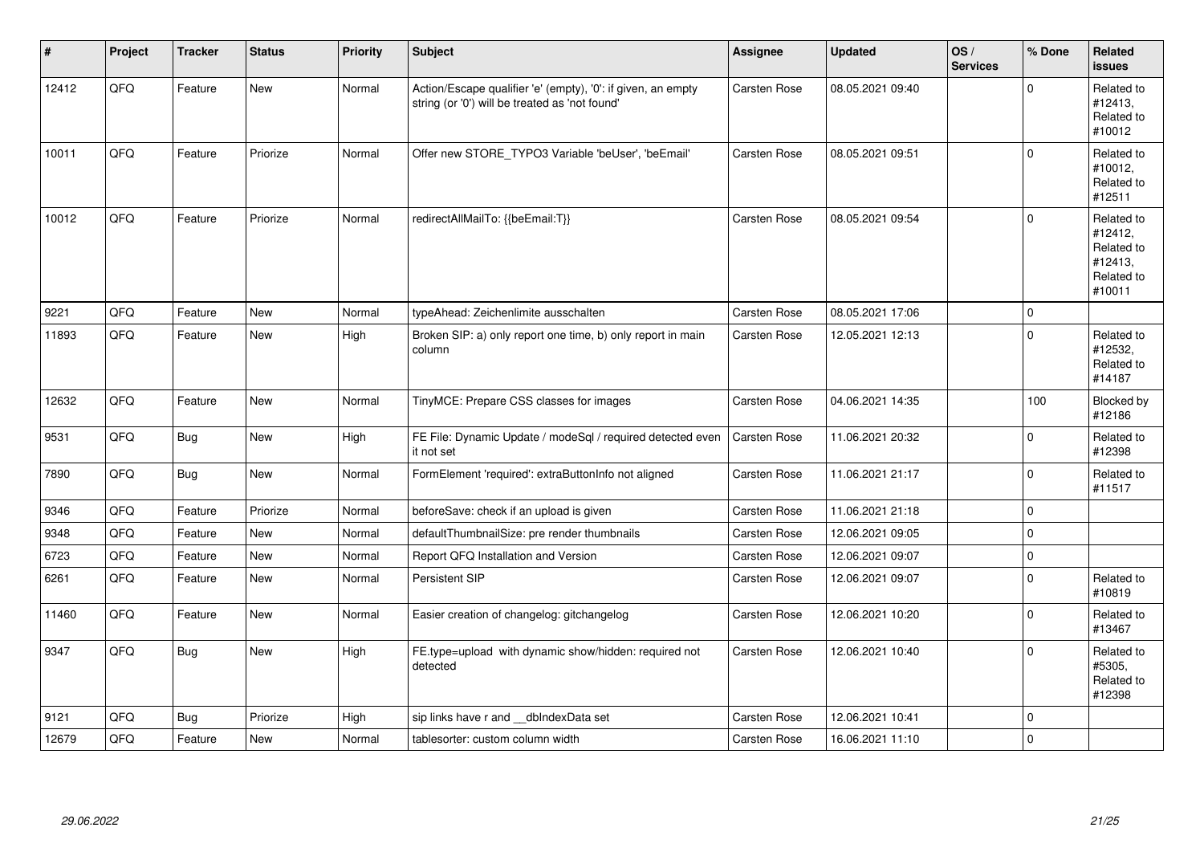| # | Project | Tracker | Status | Priority | Subject | Assignee | Updated | OS / Services | % Done | Related issues |
|---|---|---|---|---|---|---|---|---|---|---|
| 12412 | QFQ | Feature | New | Normal | Action/Escape qualifier 'e' (empty), '0': if given, an empty string (or '0') will be treated as 'not found' | Carsten Rose | 08.05.2021 09:40 | | 0 | Related to #12413, Related to #10012 |
| 10011 | QFQ | Feature | Priorize | Normal | Offer new STORE_TYPO3 Variable 'beUser', 'beEmail' | Carsten Rose | 08.05.2021 09:51 | | 0 | Related to #10012, Related to #12511 |
| 10012 | QFQ | Feature | Priorize | Normal | redirectAllMailTo: {{beEmail:T}} | Carsten Rose | 08.05.2021 09:54 | | 0 | Related to #12412, Related to #12413, Related to #10011 |
| 9221 | QFQ | Feature | New | Normal | typeAhead: Zeichenlimite ausschalten | Carsten Rose | 08.05.2021 17:06 | | 0 | |
| 11893 | QFQ | Feature | New | High | Broken SIP: a) only report one time, b) only report in main column | Carsten Rose | 12.05.2021 12:13 | | 0 | Related to #12532, Related to #14187 |
| 12632 | QFQ | Feature | New | Normal | TinyMCE: Prepare CSS classes for images | Carsten Rose | 04.06.2021 14:35 | | 100 | Blocked by #12186 |
| 9531 | QFQ | Bug | New | High | FE File: Dynamic Update / modeSql / required detected even it not set | Carsten Rose | 11.06.2021 20:32 | | 0 | Related to #12398 |
| 7890 | QFQ | Bug | New | Normal | FormElement 'required': extraButtonInfo not aligned | Carsten Rose | 11.06.2021 21:17 | | 0 | Related to #11517 |
| 9346 | QFQ | Feature | Priorize | Normal | beforeSave: check if an upload is given | Carsten Rose | 11.06.2021 21:18 | | 0 | |
| 9348 | QFQ | Feature | New | Normal | defaultThumbnailSize: pre render thumbnails | Carsten Rose | 12.06.2021 09:05 | | 0 | |
| 6723 | QFQ | Feature | New | Normal | Report QFQ Installation and Version | Carsten Rose | 12.06.2021 09:07 | | 0 | |
| 6261 | QFQ | Feature | New | Normal | Persistent SIP | Carsten Rose | 12.06.2021 09:07 | | 0 | Related to #10819 |
| 11460 | QFQ | Feature | New | Normal | Easier creation of changelog: gitchangelog | Carsten Rose | 12.06.2021 10:20 | | 0 | Related to #13467 |
| 9347 | QFQ | Bug | New | High | FE.type=upload with dynamic show/hidden: required not detected | Carsten Rose | 12.06.2021 10:40 | | 0 | Related to #5305, Related to #12398 |
| 9121 | QFQ | Bug | Priorize | High | sip links have r and __dbIndexData set | Carsten Rose | 12.06.2021 10:41 | | 0 | |
| 12679 | QFQ | Feature | New | Normal | tablesorter: custom column width | Carsten Rose | 16.06.2021 11:10 | | 0 | |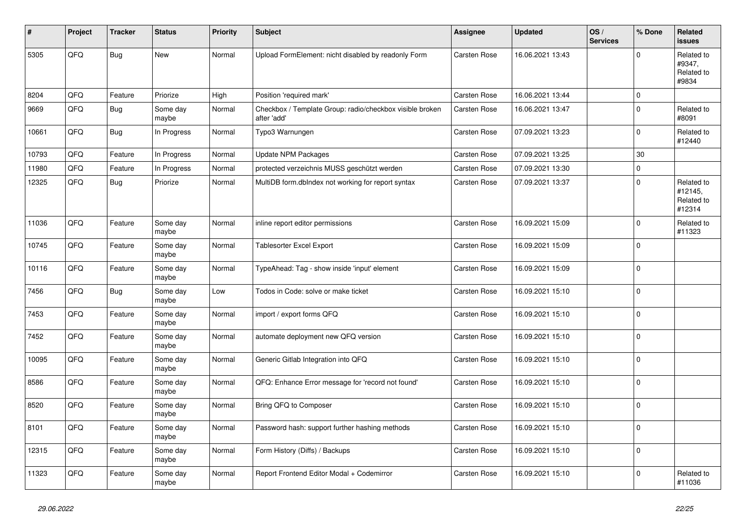| # | Project | Tracker | Status | Priority | Subject | Assignee | Updated | OS / Services | % Done | Related issues |
|---|---|---|---|---|---|---|---|---|---|---|
| 5305 | QFQ | Bug | New | Normal | Upload FormElement: nicht disabled by readonly Form | Carsten Rose | 16.06.2021 13:43 | | 0 | Related to #9347, Related to #9834 |
| 8204 | QFQ | Feature | Priorize | High | Position 'required mark' | Carsten Rose | 16.06.2021 13:44 | | 0 | |
| 9669 | QFQ | Bug | Some day maybe | Normal | Checkbox / Template Group: radio/checkbox visible broken after 'add' | Carsten Rose | 16.06.2021 13:47 | | 0 | Related to #8091 |
| 10661 | QFQ | Bug | In Progress | Normal | Typo3 Warnungen | Carsten Rose | 07.09.2021 13:23 | | 0 | Related to #12440 |
| 10793 | QFQ | Feature | In Progress | Normal | Update NPM Packages | Carsten Rose | 07.09.2021 13:25 | | 30 | |
| 11980 | QFQ | Feature | In Progress | Normal | protected verzeichnis MUSS geschützt werden | Carsten Rose | 07.09.2021 13:30 | | 0 | |
| 12325 | QFQ | Bug | Priorize | Normal | MultiDB form.dbIndex not working for report syntax | Carsten Rose | 07.09.2021 13:37 | | 0 | Related to #12145, Related to #12314 |
| 11036 | QFQ | Feature | Some day maybe | Normal | inline report editor permissions | Carsten Rose | 16.09.2021 15:09 | | 0 | Related to #11323 |
| 10745 | QFQ | Feature | Some day maybe | Normal | Tablesorter Excel Export | Carsten Rose | 16.09.2021 15:09 | | 0 | |
| 10116 | QFQ | Feature | Some day maybe | Normal | TypeAhead: Tag - show inside 'input' element | Carsten Rose | 16.09.2021 15:09 | | 0 | |
| 7456 | QFQ | Bug | Some day maybe | Low | Todos in Code: solve or make ticket | Carsten Rose | 16.09.2021 15:10 | | 0 | |
| 7453 | QFQ | Feature | Some day maybe | Normal | import / export forms QFQ | Carsten Rose | 16.09.2021 15:10 | | 0 | |
| 7452 | QFQ | Feature | Some day maybe | Normal | automate deployment new QFQ version | Carsten Rose | 16.09.2021 15:10 | | 0 | |
| 10095 | QFQ | Feature | Some day maybe | Normal | Generic Gitlab Integration into QFQ | Carsten Rose | 16.09.2021 15:10 | | 0 | |
| 8586 | QFQ | Feature | Some day maybe | Normal | QFQ: Enhance Error message for 'record not found' | Carsten Rose | 16.09.2021 15:10 | | 0 | |
| 8520 | QFQ | Feature | Some day maybe | Normal | Bring QFQ to Composer | Carsten Rose | 16.09.2021 15:10 | | 0 | |
| 8101 | QFQ | Feature | Some day maybe | Normal | Password hash: support further hashing methods | Carsten Rose | 16.09.2021 15:10 | | 0 | |
| 12315 | QFQ | Feature | Some day maybe | Normal | Form History (Diffs) / Backups | Carsten Rose | 16.09.2021 15:10 | | 0 | |
| 11323 | QFQ | Feature | Some day maybe | Normal | Report Frontend Editor Modal + Codemirror | Carsten Rose | 16.09.2021 15:10 | | 0 | Related to #11036 |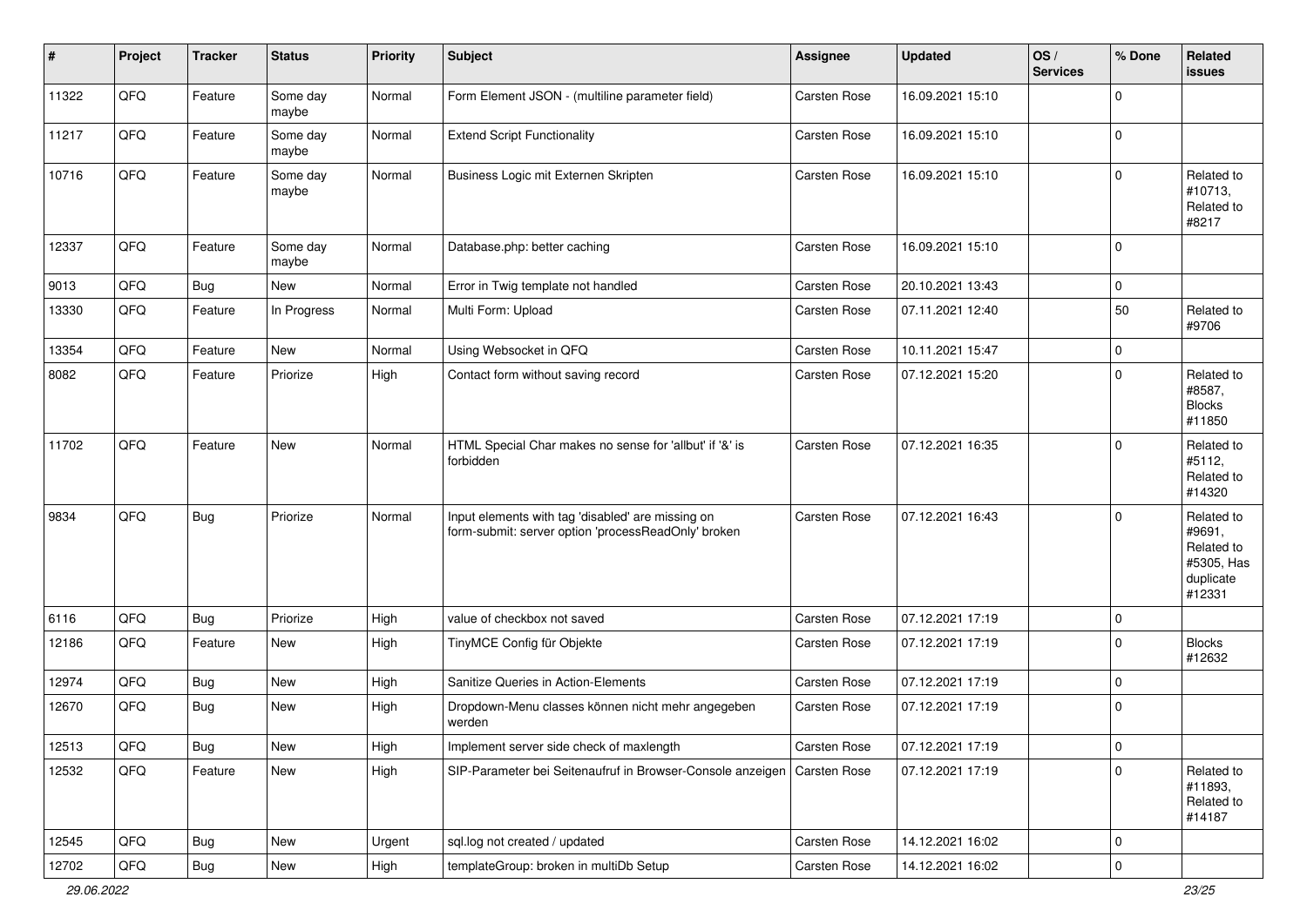| # | Project | Tracker | Status | Priority | Subject | Assignee | Updated | OS / Services | % Done | Related issues |
|---|---|---|---|---|---|---|---|---|---|---|
| 11322 | QFQ | Feature | Some day maybe | Normal | Form Element JSON - (multiline parameter field) | Carsten Rose | 16.09.2021 15:10 | | 0 | |
| 11217 | QFQ | Feature | Some day maybe | Normal | Extend Script Functionality | Carsten Rose | 16.09.2021 15:10 | | 0 | |
| 10716 | QFQ | Feature | Some day maybe | Normal | Business Logic mit Externen Skripten | Carsten Rose | 16.09.2021 15:10 | | 0 | Related to #10713, Related to #8217 |
| 12337 | QFQ | Feature | Some day maybe | Normal | Database.php: better caching | Carsten Rose | 16.09.2021 15:10 | | 0 | |
| 9013 | QFQ | Bug | New | Normal | Error in Twig template not handled | Carsten Rose | 20.10.2021 13:43 | | 0 | |
| 13330 | QFQ | Feature | In Progress | Normal | Multi Form: Upload | Carsten Rose | 07.11.2021 12:40 | | 50 | Related to #9706 |
| 13354 | QFQ | Feature | New | Normal | Using Websocket in QFQ | Carsten Rose | 10.11.2021 15:47 | | 0 | |
| 8082 | QFQ | Feature | Priorize | High | Contact form without saving record | Carsten Rose | 07.12.2021 15:20 | | 0 | Related to #8587, Blocks #11850 |
| 11702 | QFQ | Feature | New | Normal | HTML Special Char makes no sense for 'allbut' if '&' is forbidden | Carsten Rose | 07.12.2021 16:35 | | 0 | Related to #5112, Related to #14320 |
| 9834 | QFQ | Bug | Priorize | Normal | Input elements with tag 'disabled' are missing on form-submit: server option 'processReadOnly' broken | Carsten Rose | 07.12.2021 16:43 | | 0 | Related to #9691, Related to #5305, Has duplicate #12331 |
| 6116 | QFQ | Bug | Priorize | High | value of checkbox not saved | Carsten Rose | 07.12.2021 17:19 | | 0 | |
| 12186 | QFQ | Feature | New | High | TinyMCE Config für Objekte | Carsten Rose | 07.12.2021 17:19 | | 0 | Blocks #12632 |
| 12974 | QFQ | Bug | New | High | Sanitize Queries in Action-Elements | Carsten Rose | 07.12.2021 17:19 | | 0 | |
| 12670 | QFQ | Bug | New | High | Dropdown-Menu classes können nicht mehr angegeben werden | Carsten Rose | 07.12.2021 17:19 | | 0 | |
| 12513 | QFQ | Bug | New | High | Implement server side check of maxlength | Carsten Rose | 07.12.2021 17:19 | | 0 | |
| 12532 | QFQ | Feature | New | High | SIP-Parameter bei Seitenaufruf in Browser-Console anzeigen | Carsten Rose | 07.12.2021 17:19 | | 0 | Related to #11893, Related to #14187 |
| 12545 | QFQ | Bug | New | Urgent | sql.log not created / updated | Carsten Rose | 14.12.2021 16:02 | | 0 | |
| 12702 | QFQ | Bug | New | High | templateGroup: broken in multiDb Setup | Carsten Rose | 14.12.2021 16:02 | | 0 | |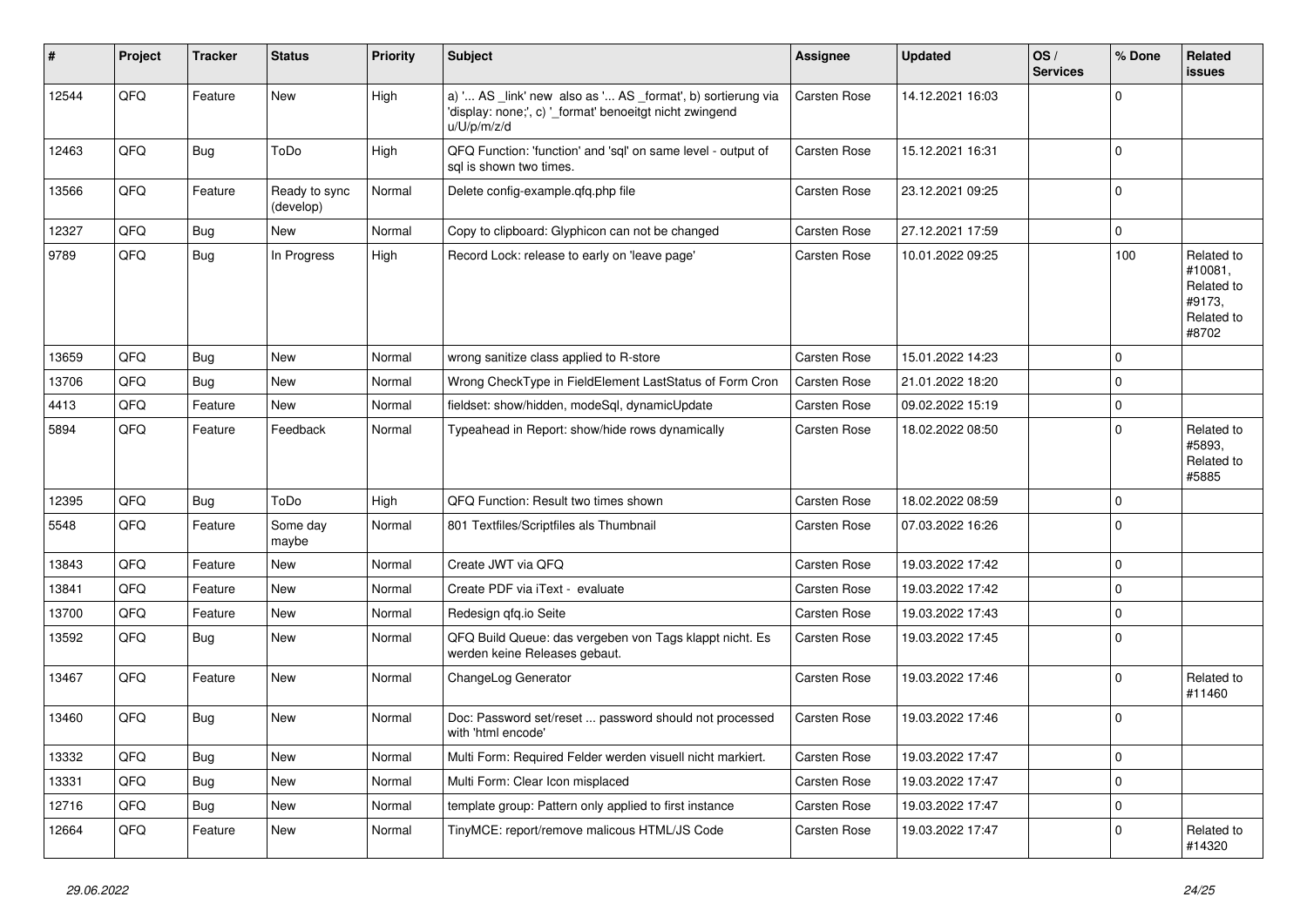| # | Project | Tracker | Status | Priority | Subject | Assignee | Updated | OS / Services | % Done | Related issues |
|---|---|---|---|---|---|---|---|---|---|---|
| 12544 | QFQ | Feature | New | High | a) '... AS _link' new also as '... AS _format', b) sortierung via 'display: none;', c) '_format' benoeitgt nicht zwingend u/U/p/m/z/d | Carsten Rose | 14.12.2021 16:03 | | 0 | |
| 12463 | QFQ | Bug | ToDo | High | QFQ Function: 'function' and 'sql' on same level - output of sql is shown two times. | Carsten Rose | 15.12.2021 16:31 | | 0 | |
| 13566 | QFQ | Feature | Ready to sync (develop) | Normal | Delete config-example.qfq.php file | Carsten Rose | 23.12.2021 09:25 | | 0 | |
| 12327 | QFQ | Bug | New | Normal | Copy to clipboard: Glyphicon can not be changed | Carsten Rose | 27.12.2021 17:59 | | 0 | |
| 9789 | QFQ | Bug | In Progress | High | Record Lock: release to early on 'leave page' | Carsten Rose | 10.01.2022 09:25 | | 100 | Related to #10081, Related to #9173, Related to #8702 |
| 13659 | QFQ | Bug | New | Normal | wrong sanitize class applied to R-store | Carsten Rose | 15.01.2022 14:23 | | 0 | |
| 13706 | QFQ | Bug | New | Normal | Wrong CheckType in FieldElement LastStatus of Form Cron | Carsten Rose | 21.01.2022 18:20 | | 0 | |
| 4413 | QFQ | Feature | New | Normal | fieldset: show/hidden, modeSql, dynamicUpdate | Carsten Rose | 09.02.2022 15:19 | | 0 | |
| 5894 | QFQ | Feature | Feedback | Normal | Typeahead in Report: show/hide rows dynamically | Carsten Rose | 18.02.2022 08:50 | | 0 | Related to #5893, Related to #5885 |
| 12395 | QFQ | Bug | ToDo | High | QFQ Function: Result two times shown | Carsten Rose | 18.02.2022 08:59 | | 0 | |
| 5548 | QFQ | Feature | Some day maybe | Normal | 801 Textfiles/Scriptfiles als Thumbnail | Carsten Rose | 07.03.2022 16:26 | | 0 | |
| 13843 | QFQ | Feature | New | Normal | Create JWT via QFQ | Carsten Rose | 19.03.2022 17:42 | | 0 | |
| 13841 | QFQ | Feature | New | Normal | Create PDF via iText - evaluate | Carsten Rose | 19.03.2022 17:42 | | 0 | |
| 13700 | QFQ | Feature | New | Normal | Redesign qfq.io Seite | Carsten Rose | 19.03.2022 17:43 | | 0 | |
| 13592 | QFQ | Bug | New | Normal | QFQ Build Queue: das vergeben von Tags klappt nicht. Es werden keine Releases gebaut. | Carsten Rose | 19.03.2022 17:45 | | 0 | |
| 13467 | QFQ | Feature | New | Normal | ChangeLog Generator | Carsten Rose | 19.03.2022 17:46 | | 0 | Related to #11460 |
| 13460 | QFQ | Bug | New | Normal | Doc: Password set/reset ... password should not processed with 'html encode' | Carsten Rose | 19.03.2022 17:46 | | 0 | |
| 13332 | QFQ | Bug | New | Normal | Multi Form: Required Felder werden visuell nicht markiert. | Carsten Rose | 19.03.2022 17:47 | | 0 | |
| 13331 | QFQ | Bug | New | Normal | Multi Form: Clear Icon misplaced | Carsten Rose | 19.03.2022 17:47 | | 0 | |
| 12716 | QFQ | Bug | New | Normal | template group: Pattern only applied to first instance | Carsten Rose | 19.03.2022 17:47 | | 0 | |
| 12664 | QFQ | Feature | New | Normal | TinyMCE: report/remove malicous HTML/JS Code | Carsten Rose | 19.03.2022 17:47 | | 0 | Related to #14320 |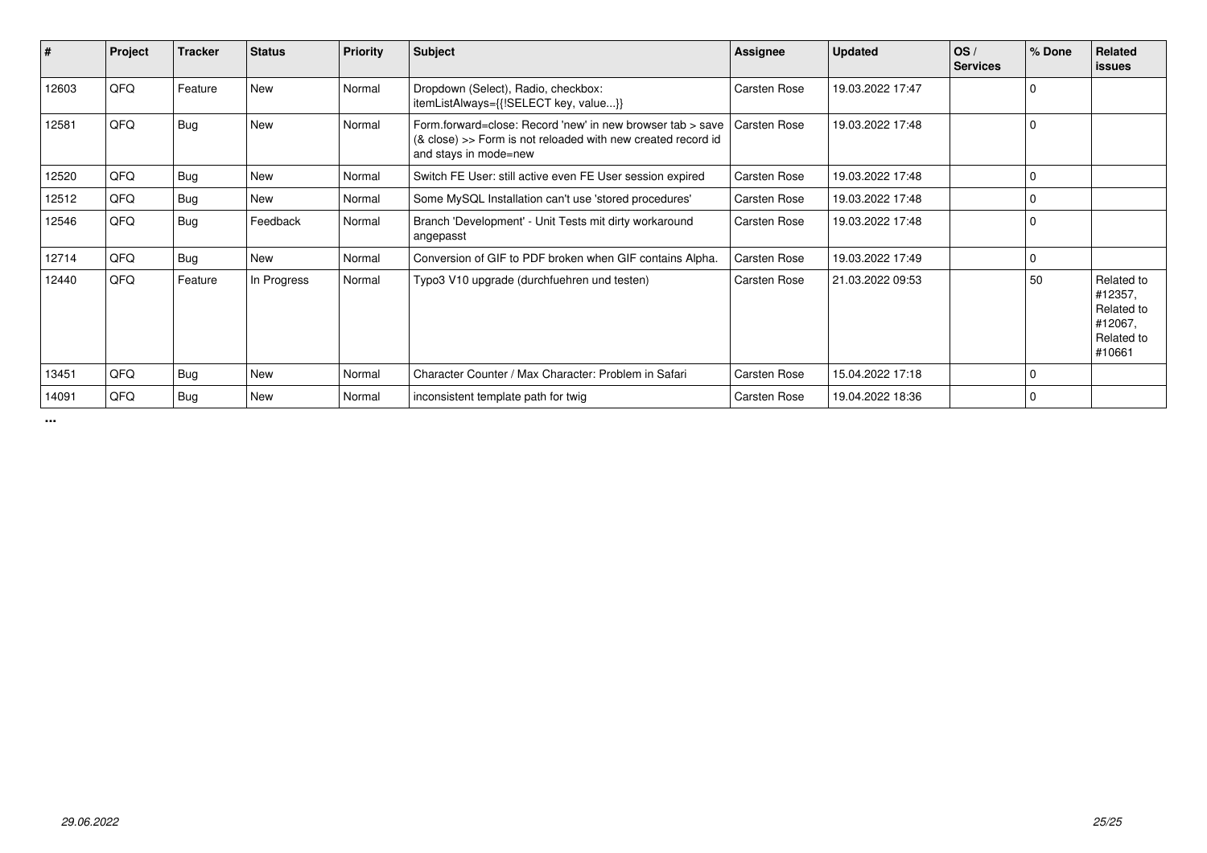| # | Project | Tracker | Status | Priority | Subject | Assignee | Updated | OS / Services | % Done | Related issues |
|---|---|---|---|---|---|---|---|---|---|---|
| 12603 | QFQ | Feature | New | Normal | Dropdown (Select), Radio, checkbox: itemListAlways={{!SELECT key, value...}} | Carsten Rose | 19.03.2022 17:47 | | 0 | |
| 12581 | QFQ | Bug | New | Normal | Form.forward=close: Record 'new' in new browser tab > save (& close) >> Form is not reloaded with new created record id and stays in mode=new | Carsten Rose | 19.03.2022 17:48 | | 0 | |
| 12520 | QFQ | Bug | New | Normal | Switch FE User: still active even FE User session expired | Carsten Rose | 19.03.2022 17:48 | | 0 | |
| 12512 | QFQ | Bug | New | Normal | Some MySQL Installation can't use 'stored procedures' | Carsten Rose | 19.03.2022 17:48 | | 0 | |
| 12546 | QFQ | Bug | Feedback | Normal | Branch 'Development' - Unit Tests mit dirty workaround angepasst | Carsten Rose | 19.03.2022 17:48 | | 0 | |
| 12714 | QFQ | Bug | New | Normal | Conversion of GIF to PDF broken when GIF contains Alpha. | Carsten Rose | 19.03.2022 17:49 | | 0 | |
| 12440 | QFQ | Feature | In Progress | Normal | Typo3 V10 upgrade (durchfuehren und testen) | Carsten Rose | 21.03.2022 09:53 | | 50 | Related to #12357, Related to #12067, Related to #10661 |
| 13451 | QFQ | Bug | New | Normal | Character Counter / Max Character: Problem in Safari | Carsten Rose | 15.04.2022 17:18 | | 0 | |
| 14091 | QFQ | Bug | New | Normal | inconsistent template path for twig | Carsten Rose | 19.04.2022 18:36 | | 0 | |

**...**